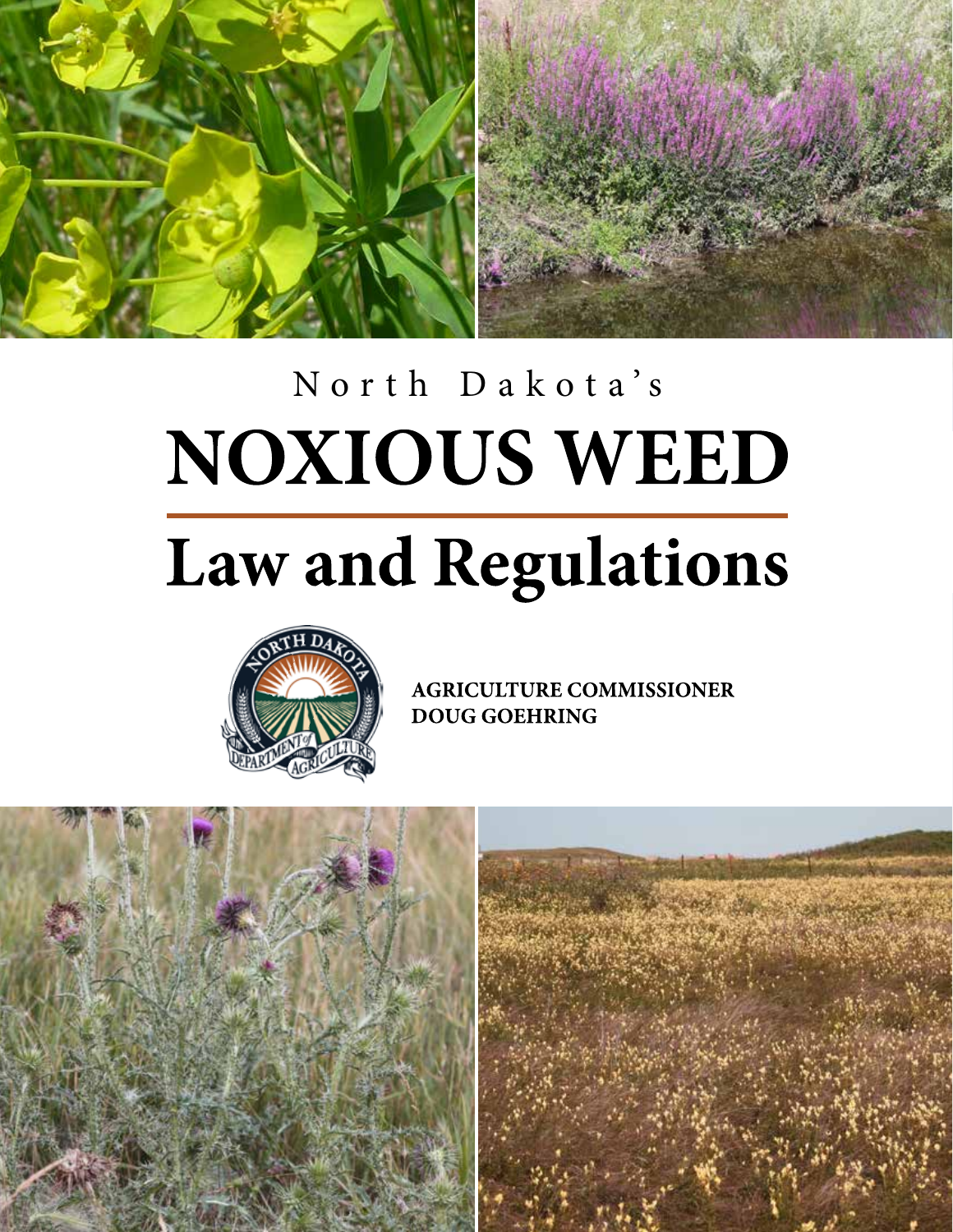North Dakota's

# NOXIOUS WEED

# Law and Regulations

AGRICULTURE COMMISSIONER
DOUG GOEHRING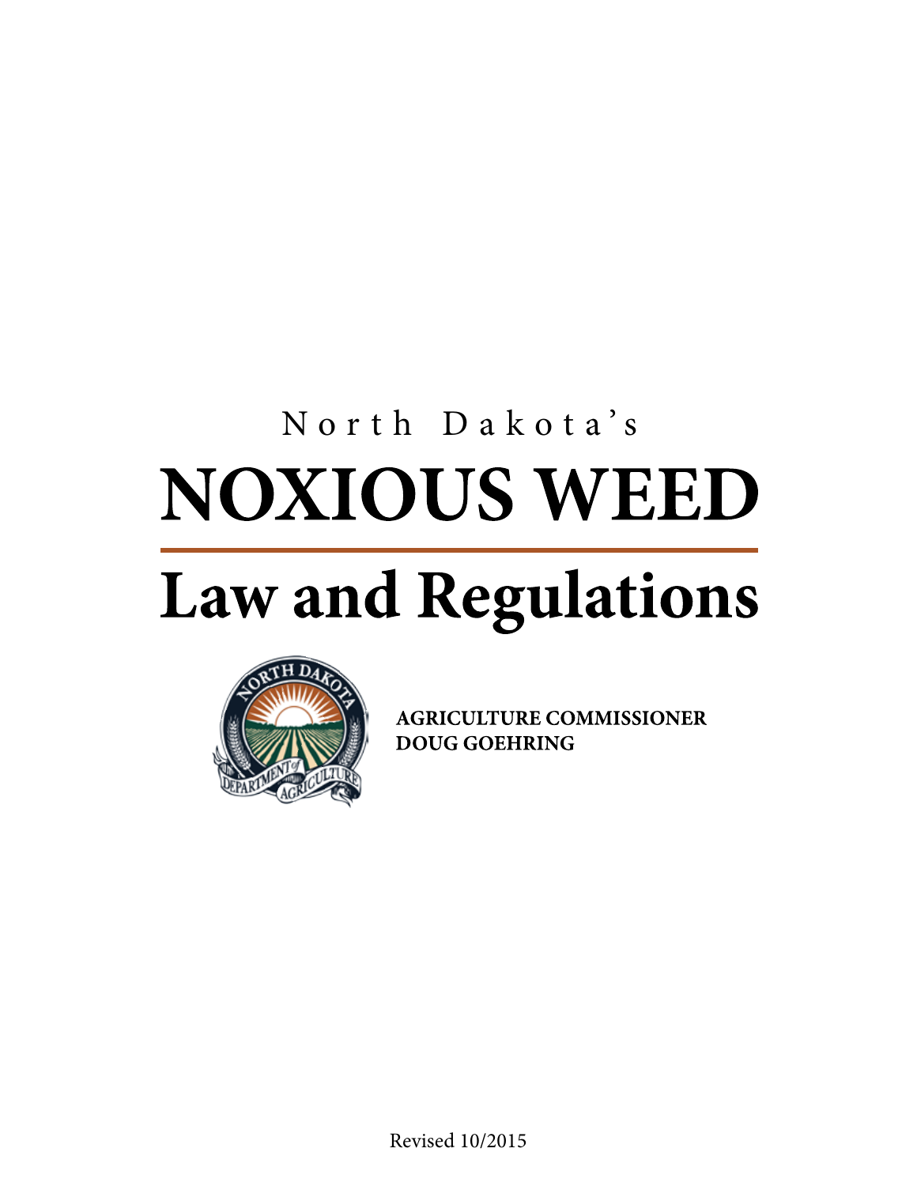North Dakota's

# NOXIOUS WEED

# Law and Regulations

**AGRICULTURE COMMISSIONER**
**DOUG GOEHRING**

Revised 10/2015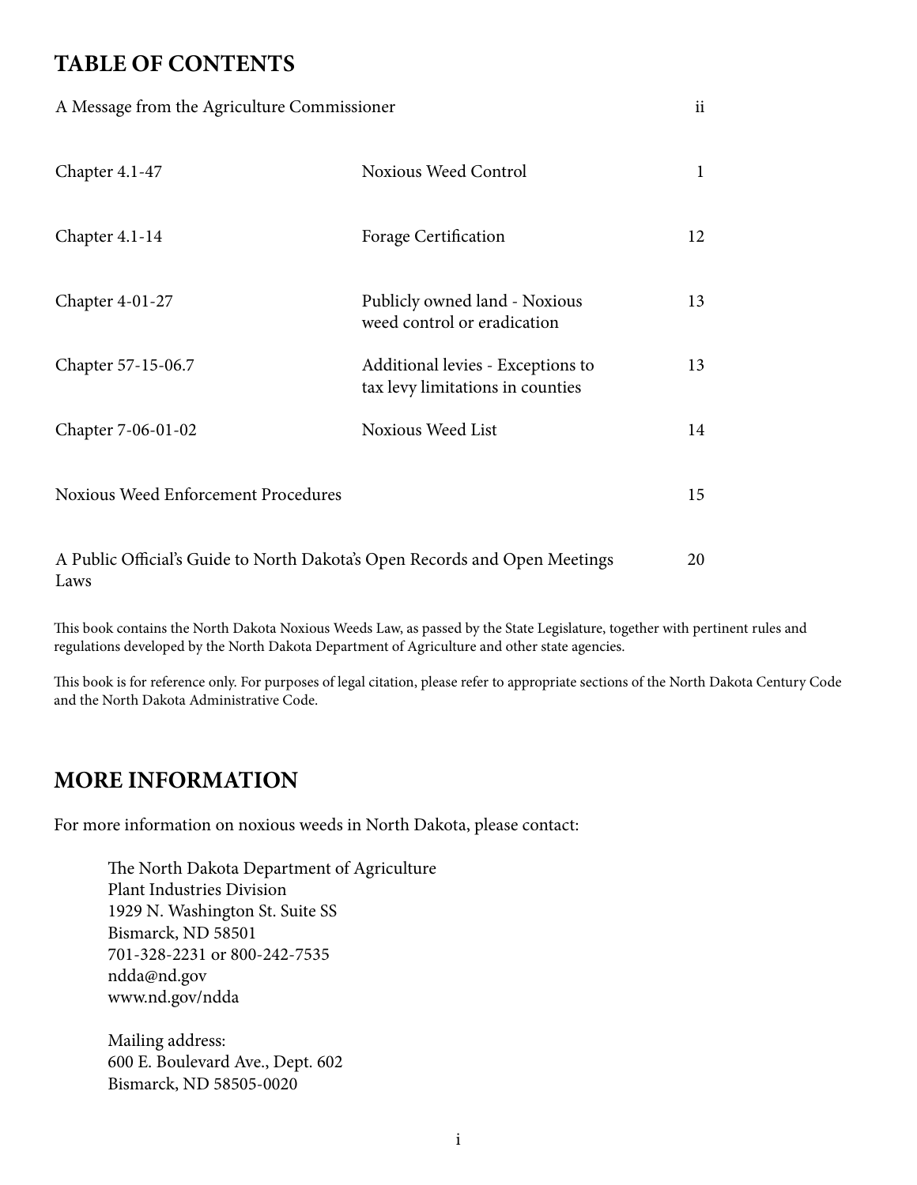## TABLE OF CONTENTS

| | | |
|---|---|---|
| A Message from the Agriculture Commissioner | | ii |
| Chapter 4.1-47 | Noxious Weed Control | 1 |
| Chapter 4.1-14 | Forage Certification | 12 |
| Chapter 4-01-27 | Publicly owned land - Noxious weed control or eradication | 13 |
| Chapter 57-15-06.7 | Additional levies - Exceptions to tax levy limitations in counties | 13 |
| Chapter 7-06-01-02 | Noxious Weed List | 14 |
| Noxious Weed Enforcement Procedures | | 15 |
| A Public Official's Guide to North Dakota's Open Records and Open Meetings Laws | | 20 |

This book contains the North Dakota Noxious Weeds Law, as passed by the State Legislature, together with pertinent rules and regulations developed by the North Dakota Department of Agriculture and other state agencies.

This book is for reference only. For purposes of legal citation, please refer to appropriate sections of the North Dakota Century Code and the North Dakota Administrative Code.

## MORE INFORMATION

For more information on noxious weeds in North Dakota, please contact:

The North Dakota Department of Agriculture
Plant Industries Division
1929 N. Washington St. Suite SS
Bismarck, ND 58501
701-328-2231 or 800-242-7535
ndda@nd.gov
www.nd.gov/ndda

Mailing address:
600 E. Boulevard Ave., Dept. 602
Bismarck, ND 58505-0020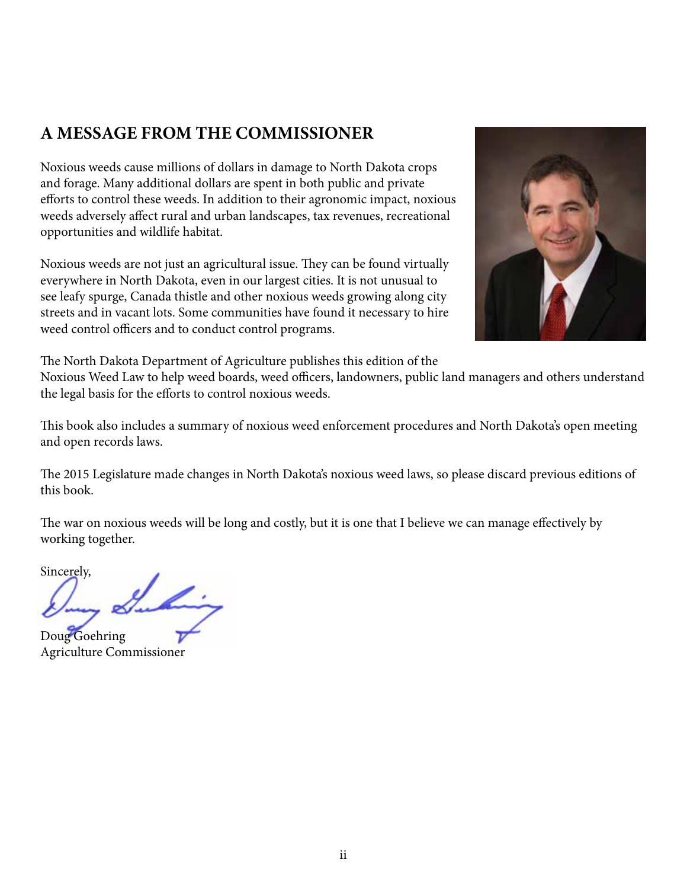## A MESSAGE FROM THE COMMISSIONER

Noxious weeds cause millions of dollars in damage to North Dakota crops and forage. Many additional dollars are spent in both public and private efforts to control these weeds. In addition to their agronomic impact, noxious weeds adversely affect rural and urban landscapes, tax revenues, recreational opportunities and wildlife habitat.

Noxious weeds are not just an agricultural issue. They can be found virtually everywhere in North Dakota, even in our largest cities. It is not unusual to see leafy spurge, Canada thistle and other noxious weeds growing along city streets and in vacant lots. Some communities have found it necessary to hire weed control officers and to conduct control programs.

The North Dakota Department of Agriculture publishes this edition of the Noxious Weed Law to help weed boards, weed officers, landowners, public land managers and others understand the legal basis for the efforts to control noxious weeds.

This book also includes a summary of noxious weed enforcement procedures and North Dakota's open meeting and open records laws.

The 2015 Legislature made changes in North Dakota's noxious weed laws, so please discard previous editions of this book.

The war on noxious weeds will be long and costly, but it is one that I believe we can manage effectively by working together.

Sincerely,

Doug Goehring  
Agriculture Commissioner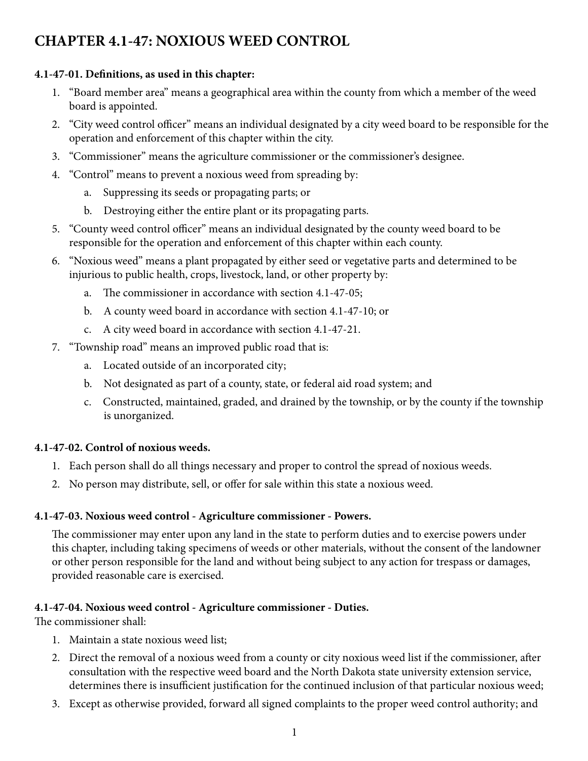# CHAPTER 4.1-47: NOXIOUS WEED CONTROL

**4.1-47-01. Definitions, as used in this chapter:**

1. "Board member area" means a geographical area within the county from which a member of the weed board is appointed.
2. "City weed control officer" means an individual designated by a city weed board to be responsible for the operation and enforcement of this chapter within the city.
3. "Commissioner" means the agriculture commissioner or the commissioner's designee.
4. "Control" means to prevent a noxious weed from spreading by:
   a. Suppressing its seeds or propagating parts; or
   b. Destroying either the entire plant or its propagating parts.
5. "County weed control officer" means an individual designated by the county weed board to be responsible for the operation and enforcement of this chapter within each county.
6. "Noxious weed" means a plant propagated by either seed or vegetative parts and determined to be injurious to public health, crops, livestock, land, or other property by:
   a. The commissioner in accordance with section 4.1-47-05;
   b. A county weed board in accordance with section 4.1-47-10; or
   c. A city weed board in accordance with section 4.1-47-21.
7. "Township road" means an improved public road that is:
   a. Located outside of an incorporated city;
   b. Not designated as part of a county, state, or federal aid road system; and
   c. Constructed, maintained, graded, and drained by the township, or by the county if the township is unorganized.

**4.1-47-02. Control of noxious weeds.**

1. Each person shall do all things necessary and proper to control the spread of noxious weeds.
2. No person may distribute, sell, or offer for sale within this state a noxious weed.

**4.1-47-03. Noxious weed control - Agriculture commissioner - Powers.**

The commissioner may enter upon any land in the state to perform duties and to exercise powers under this chapter, including taking specimens of weeds or other materials, without the consent of the landowner or other person responsible for the land and without being subject to any action for trespass or damages, provided reasonable care is exercised.

**4.1-47-04. Noxious weed control - Agriculture commissioner - Duties.**

The commissioner shall:

1. Maintain a state noxious weed list;
2. Direct the removal of a noxious weed from a county or city noxious weed list if the commissioner, after consultation with the respective weed board and the North Dakota state university extension service, determines there is insufficient justification for the continued inclusion of that particular noxious weed;
3. Except as otherwise provided, forward all signed complaints to the proper weed control authority; and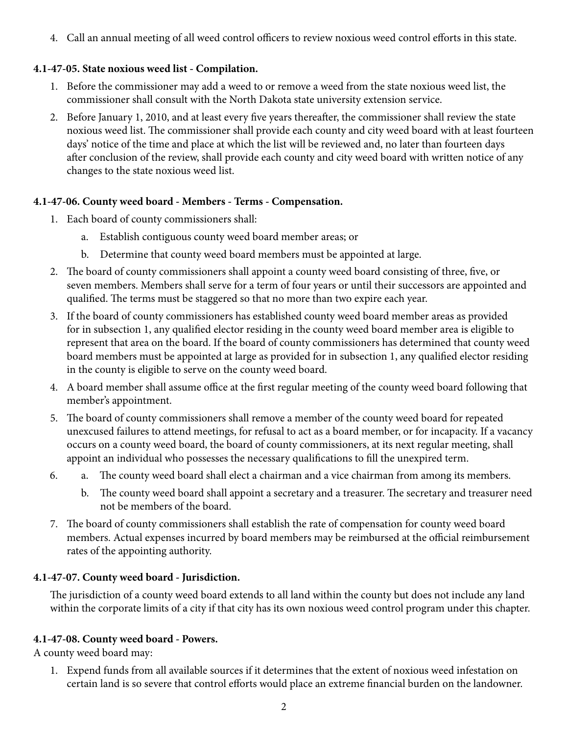4. Call an annual meeting of all weed control officers to review noxious weed control efforts in this state.

**4.1-47-05. State noxious weed list - Compilation.**

1. Before the commissioner may add a weed to or remove a weed from the state noxious weed list, the commissioner shall consult with the North Dakota state university extension service.
2. Before January 1, 2010, and at least every five years thereafter, the commissioner shall review the state noxious weed list. The commissioner shall provide each county and city weed board with at least fourteen days' notice of the time and place at which the list will be reviewed and, no later than fourteen days after conclusion of the review, shall provide each county and city weed board with written notice of any changes to the state noxious weed list.

**4.1-47-06. County weed board - Members - Terms - Compensation.**

1. Each board of county commissioners shall:
   a. Establish contiguous county weed board member areas; or
   b. Determine that county weed board members must be appointed at large.
2. The board of county commissioners shall appoint a county weed board consisting of three, five, or seven members. Members shall serve for a term of four years or until their successors are appointed and qualified. The terms must be staggered so that no more than two expire each year.
3. If the board of county commissioners has established county weed board member areas as provided for in subsection 1, any qualified elector residing in the county weed board member area is eligible to represent that area on the board. If the board of county commissioners has determined that county weed board members must be appointed at large as provided for in subsection 1, any qualified elector residing in the county is eligible to serve on the county weed board.
4. A board member shall assume office at the first regular meeting of the county weed board following that member's appointment.
5. The board of county commissioners shall remove a member of the county weed board for repeated unexcused failures to attend meetings, for refusal to act as a board member, or for incapacity. If a vacancy occurs on a county weed board, the board of county commissioners, at its next regular meeting, shall appoint an individual who possesses the necessary qualifications to fill the unexpired term.
6. 
   a. The county weed board shall elect a chairman and a vice chairman from among its members.
   b. The county weed board shall appoint a secretary and a treasurer. The secretary and treasurer need not be members of the board.
7. The board of county commissioners shall establish the rate of compensation for county weed board members. Actual expenses incurred by board members may be reimbursed at the official reimbursement rates of the appointing authority.

**4.1-47-07. County weed board - Jurisdiction.**

The jurisdiction of a county weed board extends to all land within the county but does not include any land within the corporate limits of a city if that city has its own noxious weed control program under this chapter.

**4.1-47-08. County weed board - Powers.**

A county weed board may:

1. Expend funds from all available sources if it determines that the extent of noxious weed infestation on certain land is so severe that control efforts would place an extreme financial burden on the landowner.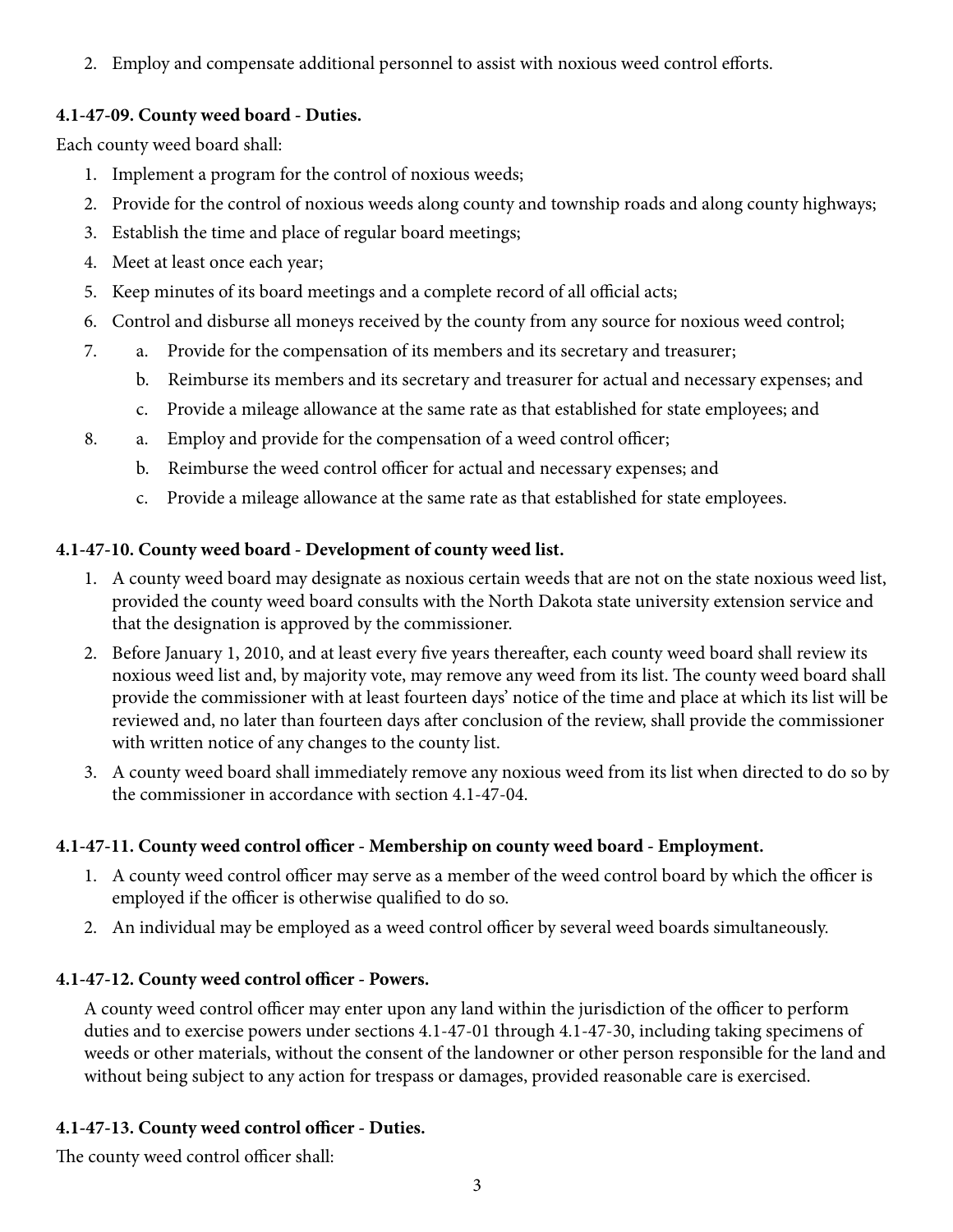2. Employ and compensate additional personnel to assist with noxious weed control efforts.

**4.1-47-09. County weed board - Duties.**

Each county weed board shall:

1. Implement a program for the control of noxious weeds;
2. Provide for the control of noxious weeds along county and township roads and along county highways;
3. Establish the time and place of regular board meetings;
4. Meet at least once each year;
5. Keep minutes of its board meetings and a complete record of all official acts;
6. Control and disburse all moneys received by the county from any source for noxious weed control;
7. a. Provide for the compensation of its members and its secretary and treasurer;
   b. Reimburse its members and its secretary and treasurer for actual and necessary expenses; and
   c. Provide a mileage allowance at the same rate as that established for state employees; and
8. a. Employ and provide for the compensation of a weed control officer;
   b. Reimburse the weed control officer for actual and necessary expenses; and
   c. Provide a mileage allowance at the same rate as that established for state employees.

**4.1-47-10. County weed board - Development of county weed list.**

1. A county weed board may designate as noxious certain weeds that are not on the state noxious weed list, provided the county weed board consults with the North Dakota state university extension service and that the designation is approved by the commissioner.
2. Before January 1, 2010, and at least every five years thereafter, each county weed board shall review its noxious weed list and, by majority vote, may remove any weed from its list. The county weed board shall provide the commissioner with at least fourteen days' notice of the time and place at which its list will be reviewed and, no later than fourteen days after conclusion of the review, shall provide the commissioner with written notice of any changes to the county list.
3. A county weed board shall immediately remove any noxious weed from its list when directed to do so by the commissioner in accordance with section 4.1-47-04.

**4.1-47-11. County weed control officer - Membership on county weed board - Employment.**

1. A county weed control officer may serve as a member of the weed control board by which the officer is employed if the officer is otherwise qualified to do so.
2. An individual may be employed as a weed control officer by several weed boards simultaneously.

**4.1-47-12. County weed control officer - Powers.**

A county weed control officer may enter upon any land within the jurisdiction of the officer to perform duties and to exercise powers under sections 4.1-47-01 through 4.1-47-30, including taking specimens of weeds or other materials, without the consent of the landowner or other person responsible for the land and without being subject to any action for trespass or damages, provided reasonable care is exercised.

**4.1-47-13. County weed control officer - Duties.**

The county weed control officer shall: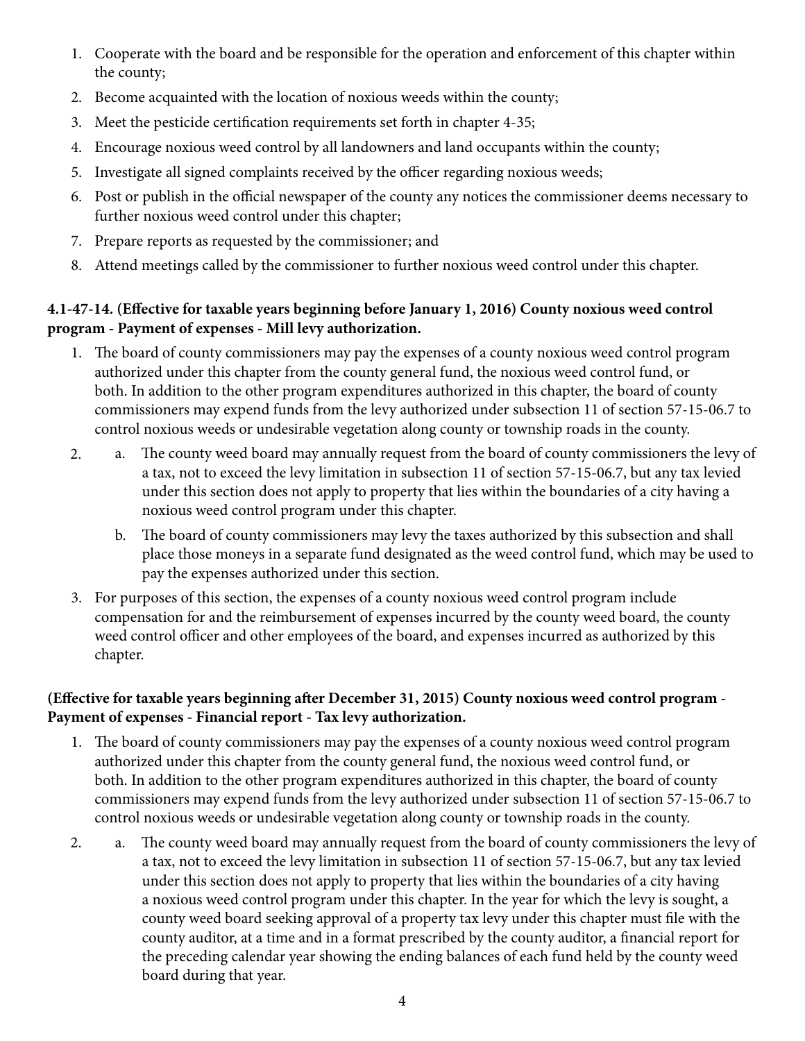1. Cooperate with the board and be responsible for the operation and enforcement of this chapter within the county;
2. Become acquainted with the location of noxious weeds within the county;
3. Meet the pesticide certification requirements set forth in chapter 4-35;
4. Encourage noxious weed control by all landowners and land occupants within the county;
5. Investigate all signed complaints received by the officer regarding noxious weeds;
6. Post or publish in the official newspaper of the county any notices the commissioner deems necessary to further noxious weed control under this chapter;
7. Prepare reports as requested by the commissioner; and
8. Attend meetings called by the commissioner to further noxious weed control under this chapter.

**4.1-47-14. (Effective for taxable years beginning before January 1, 2016) County noxious weed control program - Payment of expenses - Mill levy authorization.**

1. The board of county commissioners may pay the expenses of a county noxious weed control program authorized under this chapter from the county general fund, the noxious weed control fund, or both. In addition to the other program expenditures authorized in this chapter, the board of county commissioners may expend funds from the levy authorized under subsection 11 of section 57-15-06.7 to control noxious weeds or undesirable vegetation along county or township roads in the county.
2. a. The county weed board may annually request from the board of county commissioners the levy of a tax, not to exceed the levy limitation in subsection 11 of section 57-15-06.7, but any tax levied under this section does not apply to property that lies within the boundaries of a city having a noxious weed control program under this chapter.

   b. The board of county commissioners may levy the taxes authorized by this subsection and shall place those moneys in a separate fund designated as the weed control fund, which may be used to pay the expenses authorized under this section.
3. For purposes of this section, the expenses of a county noxious weed control program include compensation for and the reimbursement of expenses incurred by the county weed board, the county weed control officer and other employees of the board, and expenses incurred as authorized by this chapter.

**(Effective for taxable years beginning after December 31, 2015) County noxious weed control program - Payment of expenses - Financial report - Tax levy authorization.**

1. The board of county commissioners may pay the expenses of a county noxious weed control program authorized under this chapter from the county general fund, the noxious weed control fund, or both. In addition to the other program expenditures authorized in this chapter, the board of county commissioners may expend funds from the levy authorized under subsection 11 of section 57-15-06.7 to control noxious weeds or undesirable vegetation along county or township roads in the county.
2. a. The county weed board may annually request from the board of county commissioners the levy of a tax, not to exceed the levy limitation in subsection 11 of section 57-15-06.7, but any tax levied under this section does not apply to property that lies within the boundaries of a city having a noxious weed control program under this chapter. In the year for which the levy is sought, a county weed board seeking approval of a property tax levy under this chapter must file with the county auditor, at a time and in a format prescribed by the county auditor, a financial report for the preceding calendar year showing the ending balances of each fund held by the county weed board during that year.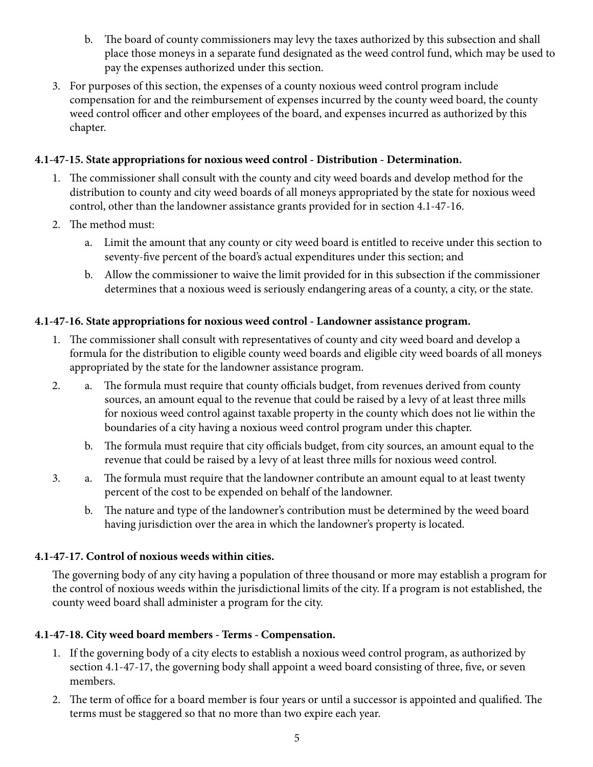b. The board of county commissioners may levy the taxes authorized by this subsection and shall place those moneys in a separate fund designated as the weed control fund, which may be used to pay the expenses authorized under this section.

3. For purposes of this section, the expenses of a county noxious weed control program include compensation for and the reimbursement of expenses incurred by the county weed board, the county weed control officer and other employees of the board, and expenses incurred as authorized by this chapter.

**4.1-47-15. State appropriations for noxious weed control - Distribution - Determination.**

1. The commissioner shall consult with the county and city weed boards and develop method for the distribution to county and city weed boards of all moneys appropriated by the state for noxious weed control, other than the landowner assistance grants provided for in section 4.1-47-16.
2. The method must:
   a. Limit the amount that any county or city weed board is entitled to receive under this section to seventy-five percent of the board's actual expenditures under this section; and
   b. Allow the commissioner to waive the limit provided for in this subsection if the commissioner determines that a noxious weed is seriously endangering areas of a county, a city, or the state.

**4.1-47-16. State appropriations for noxious weed control - Landowner assistance program.**

1. The commissioner shall consult with representatives of county and city weed board and develop a formula for the distribution to eligible county weed boards and eligible city weed boards of all moneys appropriated by the state for the landowner assistance program.
2. a. The formula must require that county officials budget, from revenues derived from county sources, an amount equal to the revenue that could be raised by a levy of at least three mills for noxious weed control against taxable property in the county which does not lie within the boundaries of a city having a noxious weed control program under this chapter.
   b. The formula must require that city officials budget, from city sources, an amount equal to the revenue that could be raised by a levy of at least three mills for noxious weed control.
3. a. The formula must require that the landowner contribute an amount equal to at least twenty percent of the cost to be expended on behalf of the landowner.
   b. The nature and type of the landowner's contribution must be determined by the weed board having jurisdiction over the area in which the landowner's property is located.

**4.1-47-17. Control of noxious weeds within cities.**

The governing body of any city having a population of three thousand or more may establish a program for the control of noxious weeds within the jurisdictional limits of the city. If a program is not established, the county weed board shall administer a program for the city.

**4.1-47-18. City weed board members - Terms - Compensation.**

1. If the governing body of a city elects to establish a noxious weed control program, as authorized by section 4.1-47-17, the governing body shall appoint a weed board consisting of three, five, or seven members.
2. The term of office for a board member is four years or until a successor is appointed and qualified. The terms must be staggered so that no more than two expire each year.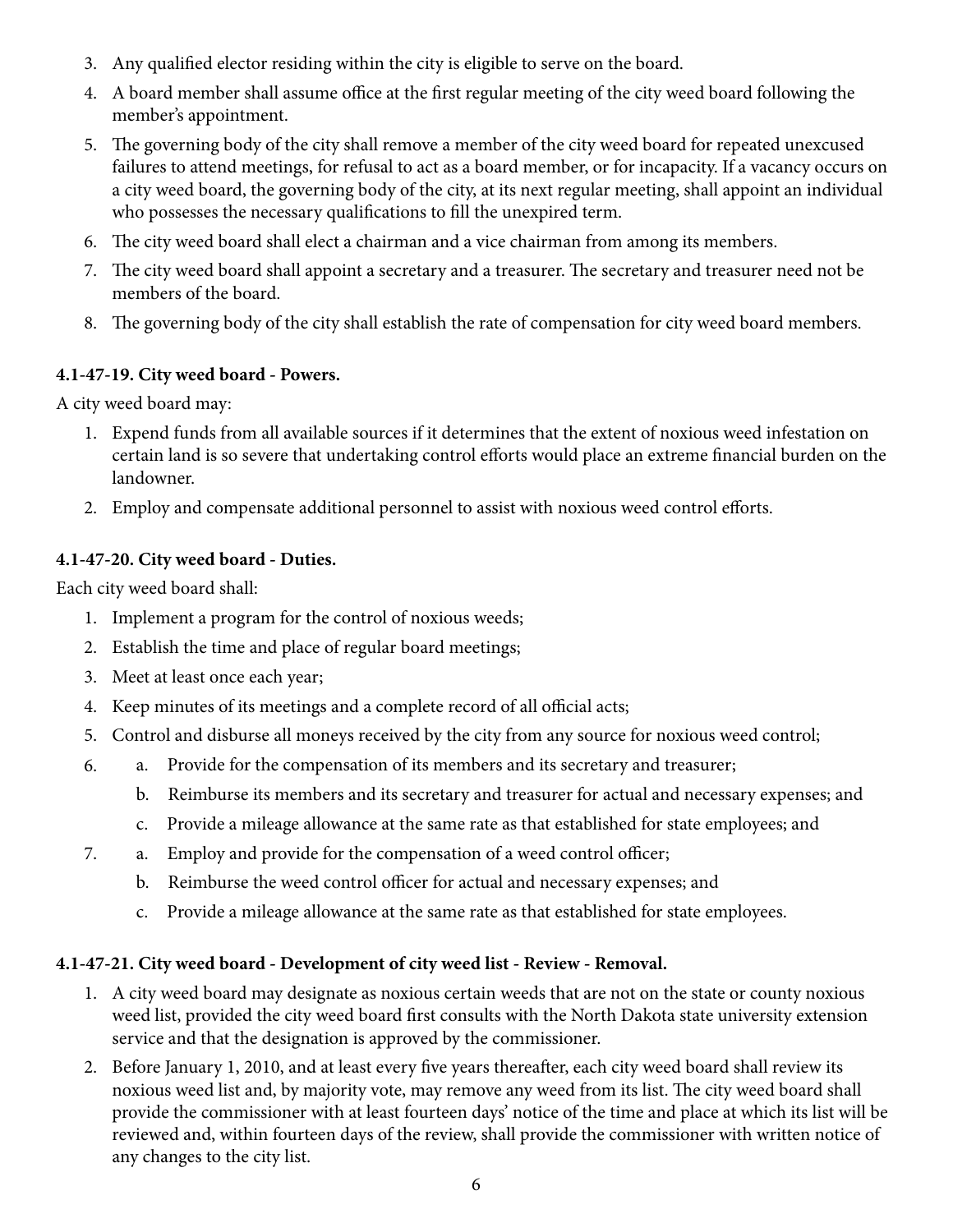3. Any qualified elector residing within the city is eligible to serve on the board.
4. A board member shall assume office at the first regular meeting of the city weed board following the member's appointment.
5. The governing body of the city shall remove a member of the city weed board for repeated unexcused failures to attend meetings, for refusal to act as a board member, or for incapacity. If a vacancy occurs on a city weed board, the governing body of the city, at its next regular meeting, shall appoint an individual who possesses the necessary qualifications to fill the unexpired term.
6. The city weed board shall elect a chairman and a vice chairman from among its members.
7. The city weed board shall appoint a secretary and a treasurer. The secretary and treasurer need not be members of the board.
8. The governing body of the city shall establish the rate of compensation for city weed board members.

**4.1-47-19. City weed board - Powers.**

A city weed board may:

1. Expend funds from all available sources if it determines that the extent of noxious weed infestation on certain land is so severe that undertaking control efforts would place an extreme financial burden on the landowner.
2. Employ and compensate additional personnel to assist with noxious weed control efforts.

**4.1-47-20. City weed board - Duties.**

Each city weed board shall:

1. Implement a program for the control of noxious weeds;
2. Establish the time and place of regular board meetings;
3. Meet at least once each year;
4. Keep minutes of its meetings and a complete record of all official acts;
5. Control and disburse all moneys received by the city from any source for noxious weed control;
6. a. Provide for the compensation of its members and its secretary and treasurer;
   b. Reimburse its members and its secretary and treasurer for actual and necessary expenses; and
   c. Provide a mileage allowance at the same rate as that established for state employees; and
7. a. Employ and provide for the compensation of a weed control officer;
   b. Reimburse the weed control officer for actual and necessary expenses; and
   c. Provide a mileage allowance at the same rate as that established for state employees.

**4.1-47-21. City weed board - Development of city weed list - Review - Removal.**

1. A city weed board may designate as noxious certain weeds that are not on the state or county noxious weed list, provided the city weed board first consults with the North Dakota state university extension service and that the designation is approved by the commissioner.
2. Before January 1, 2010, and at least every five years thereafter, each city weed board shall review its noxious weed list and, by majority vote, may remove any weed from its list. The city weed board shall provide the commissioner with at least fourteen days' notice of the time and place at which its list will be reviewed and, within fourteen days of the review, shall provide the commissioner with written notice of any changes to the city list.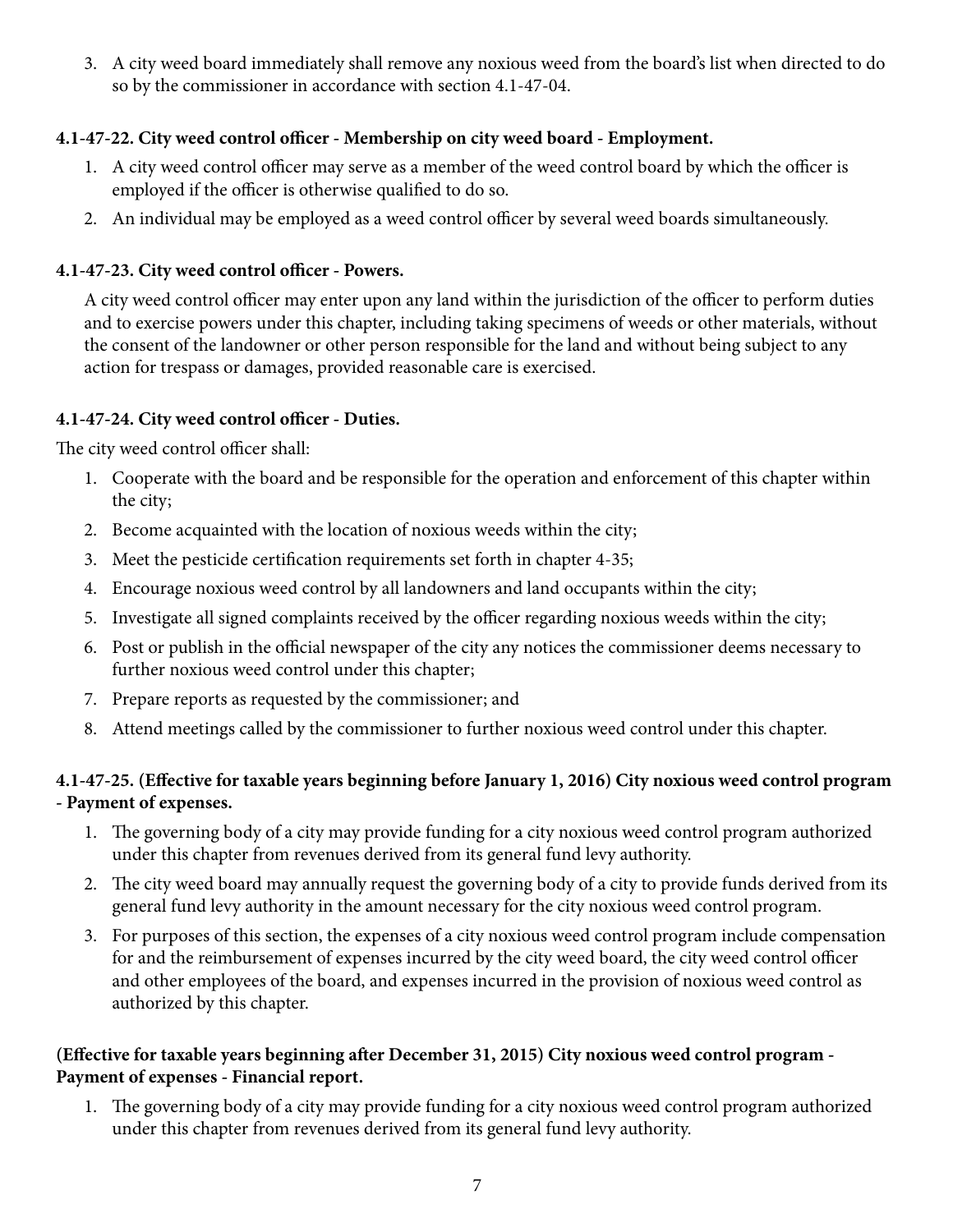3. A city weed board immediately shall remove any noxious weed from the board's list when directed to do so by the commissioner in accordance with section 4.1-47-04.

**4.1-47-22. City weed control officer - Membership on city weed board - Employment.**

1. A city weed control officer may serve as a member of the weed control board by which the officer is employed if the officer is otherwise qualified to do so.
2. An individual may be employed as a weed control officer by several weed boards simultaneously.

**4.1-47-23. City weed control officer - Powers.**

A city weed control officer may enter upon any land within the jurisdiction of the officer to perform duties and to exercise powers under this chapter, including taking specimens of weeds or other materials, without the consent of the landowner or other person responsible for the land and without being subject to any action for trespass or damages, provided reasonable care is exercised.

**4.1-47-24. City weed control officer - Duties.**

The city weed control officer shall:

1. Cooperate with the board and be responsible for the operation and enforcement of this chapter within the city;
2. Become acquainted with the location of noxious weeds within the city;
3. Meet the pesticide certification requirements set forth in chapter 4-35;
4. Encourage noxious weed control by all landowners and land occupants within the city;
5. Investigate all signed complaints received by the officer regarding noxious weeds within the city;
6. Post or publish in the official newspaper of the city any notices the commissioner deems necessary to further noxious weed control under this chapter;
7. Prepare reports as requested by the commissioner; and
8. Attend meetings called by the commissioner to further noxious weed control under this chapter.

**4.1-47-25. (Effective for taxable years beginning before January 1, 2016) City noxious weed control program - Payment of expenses.**

1. The governing body of a city may provide funding for a city noxious weed control program authorized under this chapter from revenues derived from its general fund levy authority.
2. The city weed board may annually request the governing body of a city to provide funds derived from its general fund levy authority in the amount necessary for the city noxious weed control program.
3. For purposes of this section, the expenses of a city noxious weed control program include compensation for and the reimbursement of expenses incurred by the city weed board, the city weed control officer and other employees of the board, and expenses incurred in the provision of noxious weed control as authorized by this chapter.

**(Effective for taxable years beginning after December 31, 2015) City noxious weed control program - Payment of expenses - Financial report.**

1. The governing body of a city may provide funding for a city noxious weed control program authorized under this chapter from revenues derived from its general fund levy authority.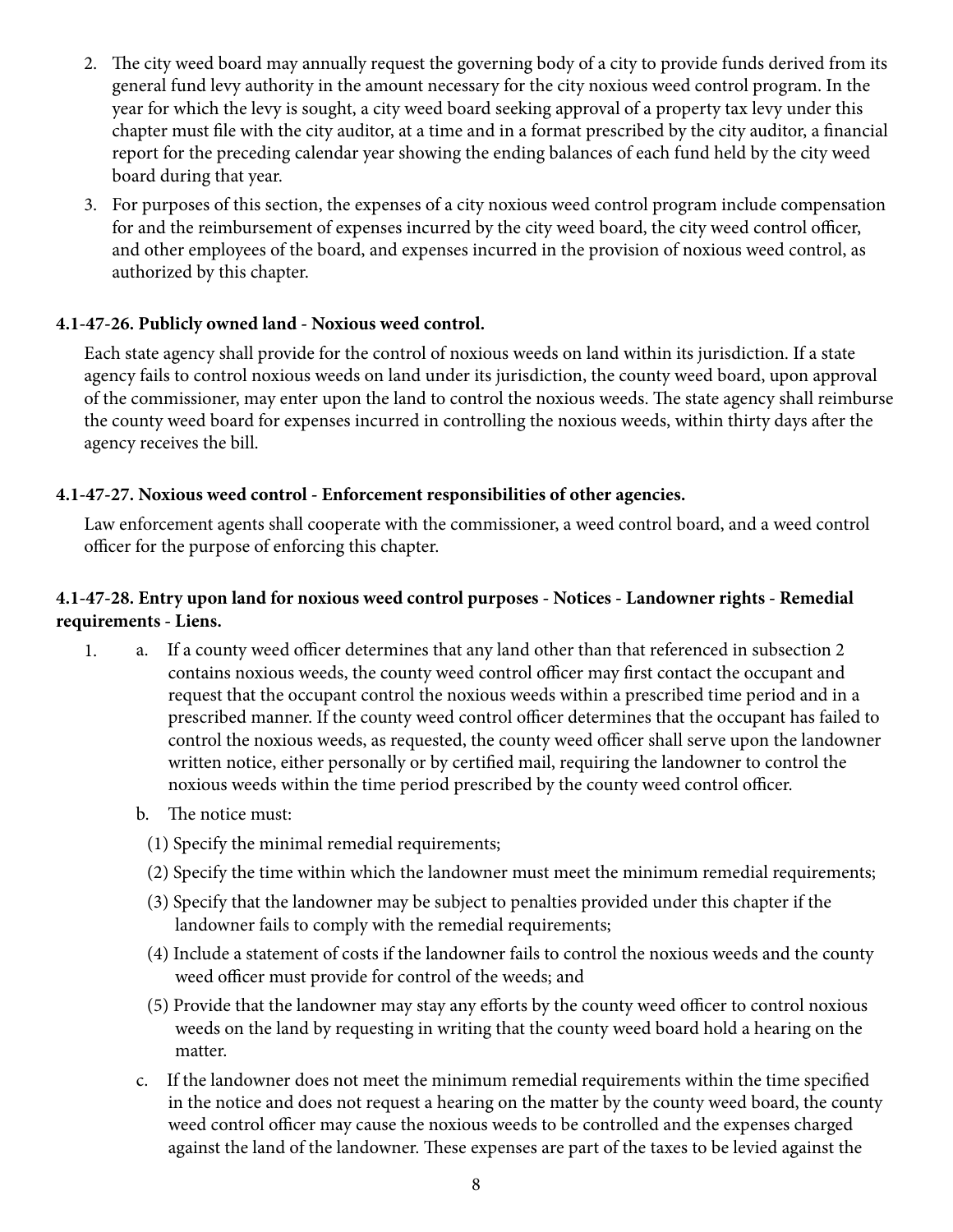2. The city weed board may annually request the governing body of a city to provide funds derived from its general fund levy authority in the amount necessary for the city noxious weed control program. In the year for which the levy is sought, a city weed board seeking approval of a property tax levy under this chapter must file with the city auditor, at a time and in a format prescribed by the city auditor, a financial report for the preceding calendar year showing the ending balances of each fund held by the city weed board during that year.
3. For purposes of this section, the expenses of a city noxious weed control program include compensation for and the reimbursement of expenses incurred by the city weed board, the city weed control officer, and other employees of the board, and expenses incurred in the provision of noxious weed control, as authorized by this chapter.

**4.1-47-26. Publicly owned land - Noxious weed control.**

Each state agency shall provide for the control of noxious weeds on land within its jurisdiction. If a state agency fails to control noxious weeds on land under its jurisdiction, the county weed board, upon approval of the commissioner, may enter upon the land to control the noxious weeds. The state agency shall reimburse the county weed board for expenses incurred in controlling the noxious weeds, within thirty days after the agency receives the bill.

**4.1-47-27. Noxious weed control - Enforcement responsibilities of other agencies.**

Law enforcement agents shall cooperate with the commissioner, a weed control board, and a weed control officer for the purpose of enforcing this chapter.

**4.1-47-28. Entry upon land for noxious weed control purposes - Notices - Landowner rights - Remedial requirements - Liens.**

1. a. If a county weed officer determines that any land other than that referenced in subsection 2 contains noxious weeds, the county weed control officer may first contact the occupant and request that the occupant control the noxious weeds within a prescribed time period and in a prescribed manner. If the county weed control officer determines that the occupant has failed to control the noxious weeds, as requested, the county weed officer shall serve upon the landowner written notice, either personally or by certified mail, requiring the landowner to control the noxious weeds within the time period prescribed by the county weed control officer.

   b. The notice must:

      (1) Specify the minimal remedial requirements;

      (2) Specify the time within which the landowner must meet the minimum remedial requirements;

      (3) Specify that the landowner may be subject to penalties provided under this chapter if the landowner fails to comply with the remedial requirements;

      (4) Include a statement of costs if the landowner fails to control the noxious weeds and the county weed officer must provide for control of the weeds; and

      (5) Provide that the landowner may stay any efforts by the county weed officer to control noxious weeds on the land by requesting in writing that the county weed board hold a hearing on the matter.

   c. If the landowner does not meet the minimum remedial requirements within the time specified in the notice and does not request a hearing on the matter by the county weed board, the county weed control officer may cause the noxious weeds to be controlled and the expenses charged against the land of the landowner. These expenses are part of the taxes to be levied against the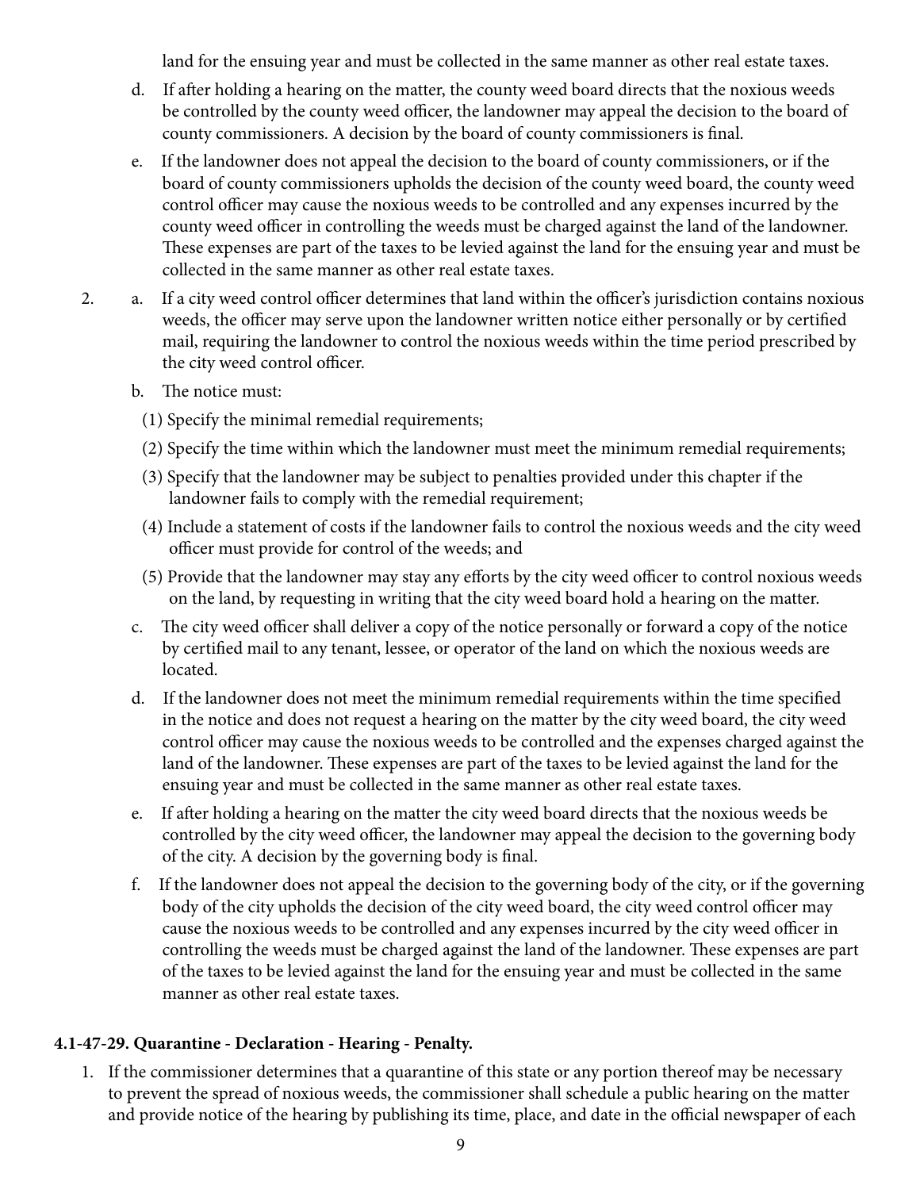land for the ensuing year and must be collected in the same manner as other real estate taxes.

d. If after holding a hearing on the matter, the county weed board directs that the noxious weeds be controlled by the county weed officer, the landowner may appeal the decision to the board of county commissioners. A decision by the board of county commissioners is final.

e. If the landowner does not appeal the decision to the board of county commissioners, or if the board of county commissioners upholds the decision of the county weed board, the county weed control officer may cause the noxious weeds to be controlled and any expenses incurred by the county weed officer in controlling the weeds must be charged against the land of the landowner. These expenses are part of the taxes to be levied against the land for the ensuing year and must be collected in the same manner as other real estate taxes.

2. a. If a city weed control officer determines that land within the officer's jurisdiction contains noxious weeds, the officer may serve upon the landowner written notice either personally or by certified mail, requiring the landowner to control the noxious weeds within the time period prescribed by the city weed control officer.

b. The notice must:

(1) Specify the minimal remedial requirements;

(2) Specify the time within which the landowner must meet the minimum remedial requirements;

(3) Specify that the landowner may be subject to penalties provided under this chapter if the landowner fails to comply with the remedial requirement;

(4) Include a statement of costs if the landowner fails to control the noxious weeds and the city weed officer must provide for control of the weeds; and

(5) Provide that the landowner may stay any efforts by the city weed officer to control noxious weeds on the land, by requesting in writing that the city weed board hold a hearing on the matter.

c. The city weed officer shall deliver a copy of the notice personally or forward a copy of the notice by certified mail to any tenant, lessee, or operator of the land on which the noxious weeds are located.

d. If the landowner does not meet the minimum remedial requirements within the time specified in the notice and does not request a hearing on the matter by the city weed board, the city weed control officer may cause the noxious weeds to be controlled and the expenses charged against the land of the landowner. These expenses are part of the taxes to be levied against the land for the ensuing year and must be collected in the same manner as other real estate taxes.

e. If after holding a hearing on the matter the city weed board directs that the noxious weeds be controlled by the city weed officer, the landowner may appeal the decision to the governing body of the city. A decision by the governing body is final.

f. If the landowner does not appeal the decision to the governing body of the city, or if the governing body of the city upholds the decision of the city weed board, the city weed control officer may cause the noxious weeds to be controlled and any expenses incurred by the city weed officer in controlling the weeds must be charged against the land of the landowner. These expenses are part of the taxes to be levied against the land for the ensuing year and must be collected in the same manner as other real estate taxes.

**4.1-47-29. Quarantine - Declaration - Hearing - Penalty.**

1. If the commissioner determines that a quarantine of this state or any portion thereof may be necessary to prevent the spread of noxious weeds, the commissioner shall schedule a public hearing on the matter and provide notice of the hearing by publishing its time, place, and date in the official newspaper of each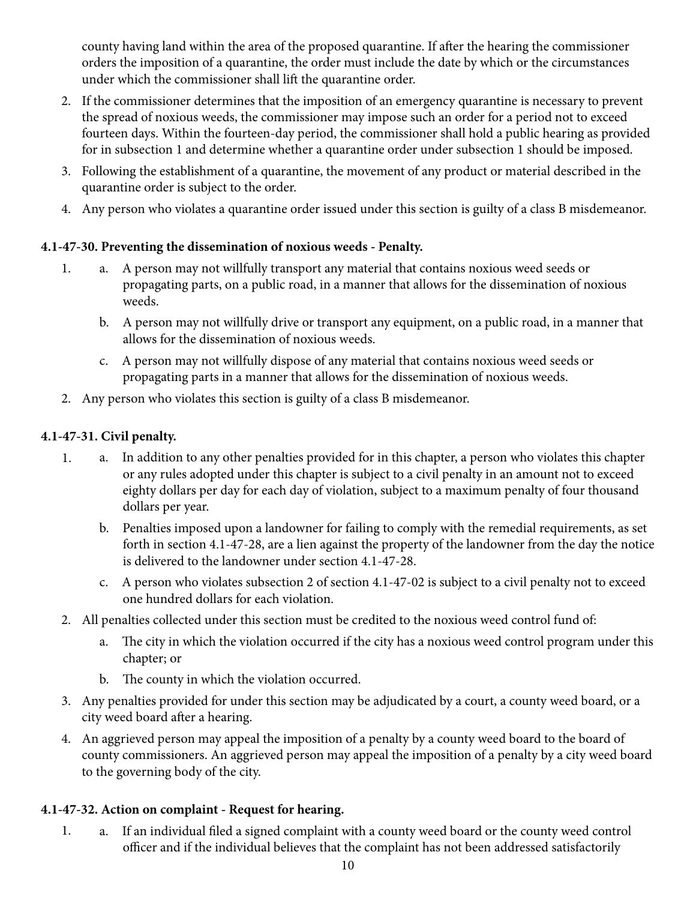county having land within the area of the proposed quarantine. If after the hearing the commissioner orders the imposition of a quarantine, the order must include the date by which or the circumstances under which the commissioner shall lift the quarantine order.

2. If the commissioner determines that the imposition of an emergency quarantine is necessary to prevent the spread of noxious weeds, the commissioner may impose such an order for a period not to exceed fourteen days. Within the fourteen-day period, the commissioner shall hold a public hearing as provided for in subsection 1 and determine whether a quarantine order under subsection 1 should be imposed.
3. Following the establishment of a quarantine, the movement of any product or material described in the quarantine order is subject to the order.
4. Any person who violates a quarantine order issued under this section is guilty of a class B misdemeanor.

**4.1-47-30. Preventing the dissemination of noxious weeds - Penalty.**

1. a. A person may not willfully transport any material that contains noxious weed seeds or propagating parts, on a public road, in a manner that allows for the dissemination of noxious weeds.
   b. A person may not willfully drive or transport any equipment, on a public road, in a manner that allows for the dissemination of noxious weeds.
   c. A person may not willfully dispose of any material that contains noxious weed seeds or propagating parts in a manner that allows for the dissemination of noxious weeds.
2. Any person who violates this section is guilty of a class B misdemeanor.

**4.1-47-31. Civil penalty.**

1. a. In addition to any other penalties provided for in this chapter, a person who violates this chapter or any rules adopted under this chapter is subject to a civil penalty in an amount not to exceed eighty dollars per day for each day of violation, subject to a maximum penalty of four thousand dollars per year.
   b. Penalties imposed upon a landowner for failing to comply with the remedial requirements, as set forth in section 4.1-47-28, are a lien against the property of the landowner from the day the notice is delivered to the landowner under section 4.1-47-28.
   c. A person who violates subsection 2 of section 4.1-47-02 is subject to a civil penalty not to exceed one hundred dollars for each violation.
2. All penalties collected under this section must be credited to the noxious weed control fund of:
   a. The city in which the violation occurred if the city has a noxious weed control program under this chapter; or
   b. The county in which the violation occurred.
3. Any penalties provided for under this section may be adjudicated by a court, a county weed board, or a city weed board after a hearing.
4. An aggrieved person may appeal the imposition of a penalty by a county weed board to the board of county commissioners. An aggrieved person may appeal the imposition of a penalty by a city weed board to the governing body of the city.

**4.1-47-32. Action on complaint - Request for hearing.**

1. a. If an individual filed a signed complaint with a county weed board or the county weed control officer and if the individual believes that the complaint has not been addressed satisfactorily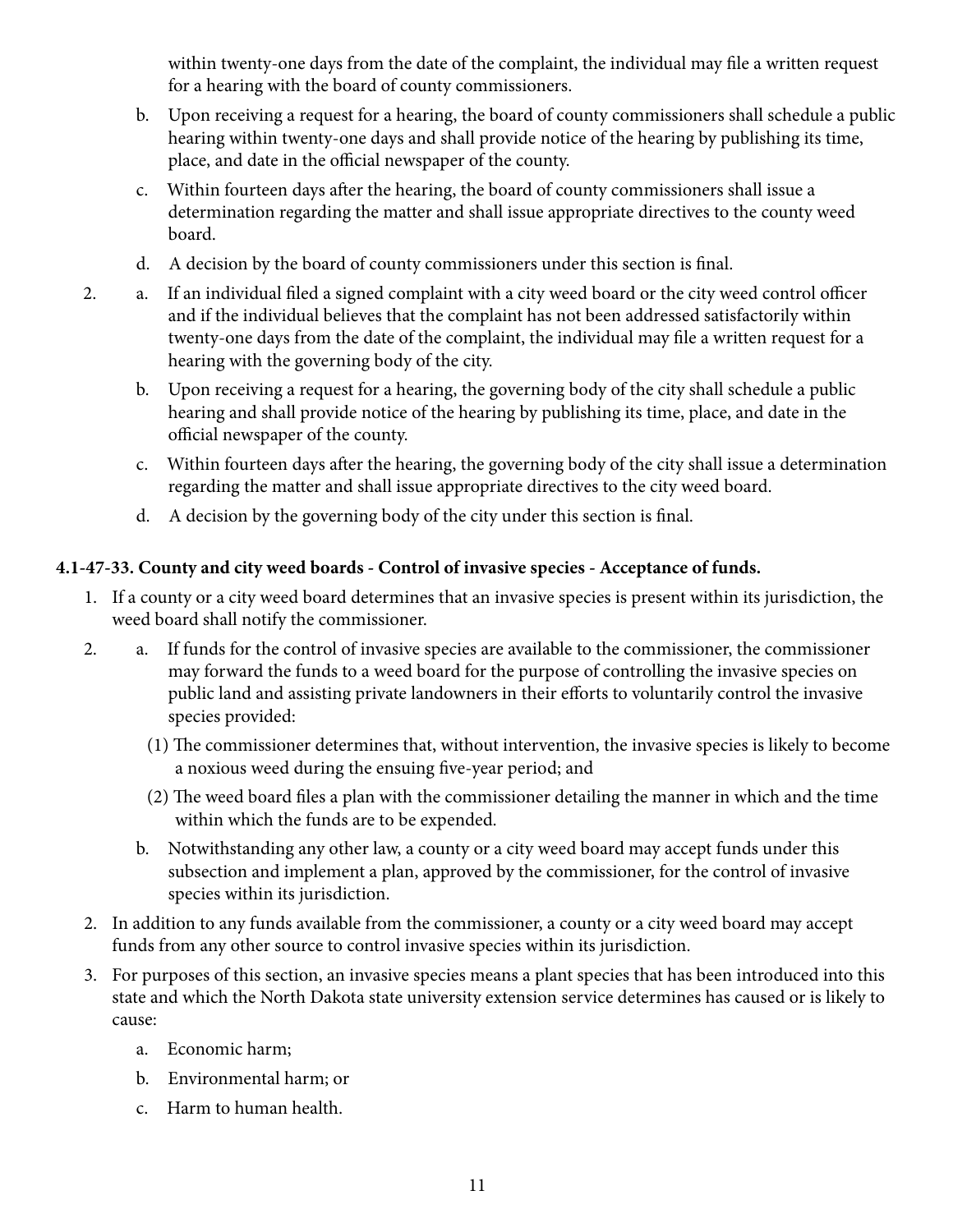within twenty-one days from the date of the complaint, the individual may file a written request for a hearing with the board of county commissioners.

   b. Upon receiving a request for a hearing, the board of county commissioners shall schedule a public hearing within twenty-one days and shall provide notice of the hearing by publishing its time, place, and date in the official newspaper of the county.

   c. Within fourteen days after the hearing, the board of county commissioners shall issue a determination regarding the matter and shall issue appropriate directives to the county weed board.

   d. A decision by the board of county commissioners under this section is final.

2. a. If an individual filed a signed complaint with a city weed board or the city weed control officer and if the individual believes that the complaint has not been addressed satisfactorily within twenty-one days from the date of the complaint, the individual may file a written request for a hearing with the governing body of the city.

   b. Upon receiving a request for a hearing, the governing body of the city shall schedule a public hearing and shall provide notice of the hearing by publishing its time, place, and date in the official newspaper of the county.

   c. Within fourteen days after the hearing, the governing body of the city shall issue a determination regarding the matter and shall issue appropriate directives to the city weed board.

   d. A decision by the governing body of the city under this section is final.

**4.1-47-33. County and city weed boards - Control of invasive species - Acceptance of funds.**

1. If a county or a city weed board determines that an invasive species is present within its jurisdiction, the weed board shall notify the commissioner.

2. a. If funds for the control of invasive species are available to the commissioner, the commissioner may forward the funds to a weed board for the purpose of controlling the invasive species on public land and assisting private landowners in their efforts to voluntarily control the invasive species provided:

      (1) The commissioner determines that, without intervention, the invasive species is likely to become a noxious weed during the ensuing five-year period; and

      (2) The weed board files a plan with the commissioner detailing the manner in which and the time within which the funds are to be expended.

   b. Notwithstanding any other law, a county or a city weed board may accept funds under this subsection and implement a plan, approved by the commissioner, for the control of invasive species within its jurisdiction.

2. In addition to any funds available from the commissioner, a county or a city weed board may accept funds from any other source to control invasive species within its jurisdiction.

3. For purposes of this section, an invasive species means a plant species that has been introduced into this state and which the North Dakota state university extension service determines has caused or is likely to cause:

   a. Economic harm;

   b. Environmental harm; or

   c. Harm to human health.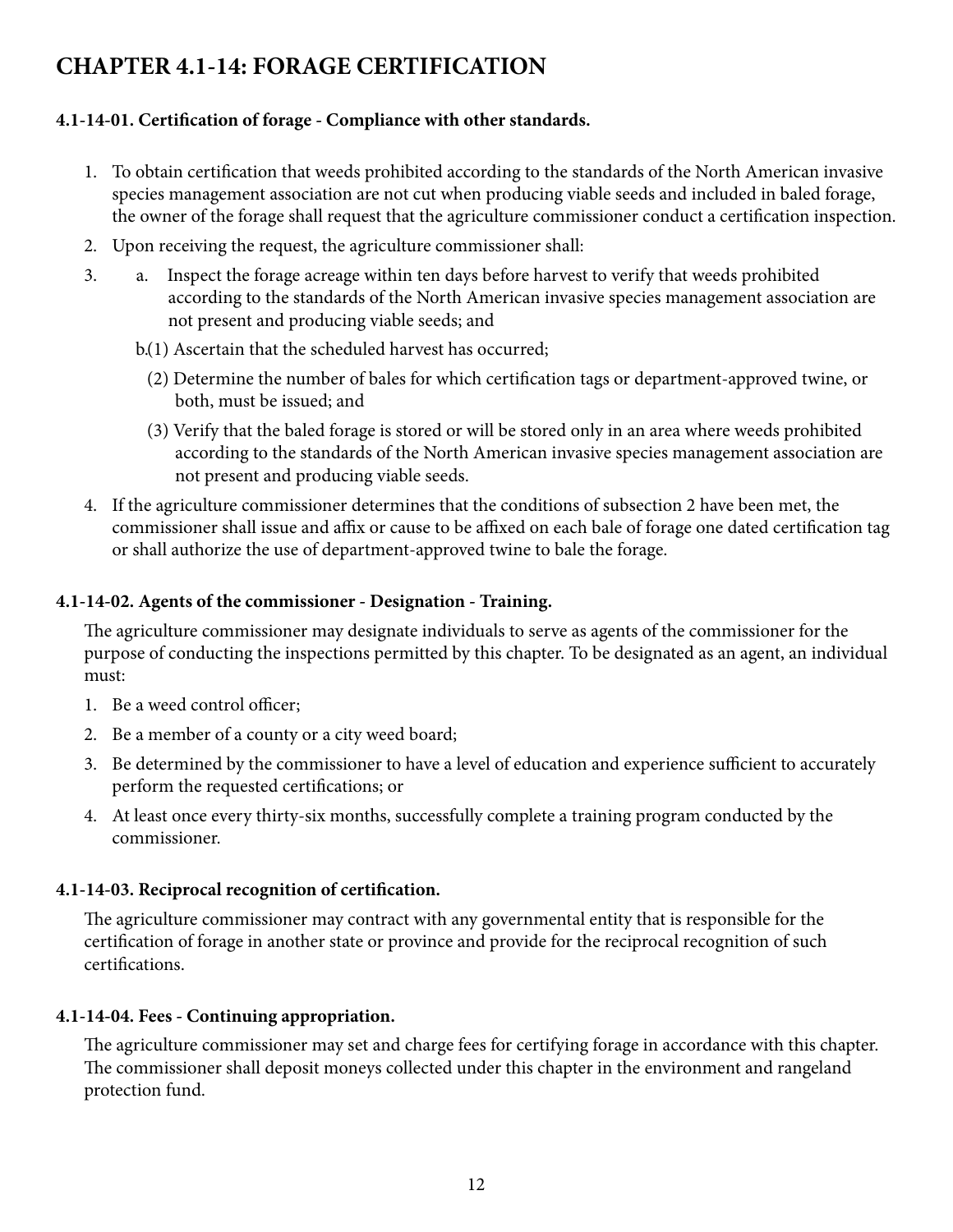# CHAPTER 4.1-14: FORAGE CERTIFICATION

**4.1-14-01. Certification of forage - Compliance with other standards.**

1. To obtain certification that weeds prohibited according to the standards of the North American invasive species management association are not cut when producing viable seeds and included in baled forage, the owner of the forage shall request that the agriculture commissioner conduct a certification inspection.
2. Upon receiving the request, the agriculture commissioner shall:
3. a. Inspect the forage acreage within ten days before harvest to verify that weeds prohibited according to the standards of the North American invasive species management association are not present and producing viable seeds; and

   b.(1) Ascertain that the scheduled harvest has occurred;

   (2) Determine the number of bales for which certification tags or department-approved twine, or both, must be issued; and

   (3) Verify that the baled forage is stored or will be stored only in an area where weeds prohibited according to the standards of the North American invasive species management association are not present and producing viable seeds.
4. If the agriculture commissioner determines that the conditions of subsection 2 have been met, the commissioner shall issue and affix or cause to be affixed on each bale of forage one dated certification tag or shall authorize the use of department-approved twine to bale the forage.

**4.1-14-02. Agents of the commissioner - Designation - Training.**

The agriculture commissioner may designate individuals to serve as agents of the commissioner for the purpose of conducting the inspections permitted by this chapter. To be designated as an agent, an individual must:

1. Be a weed control officer;
2. Be a member of a county or a city weed board;
3. Be determined by the commissioner to have a level of education and experience sufficient to accurately perform the requested certifications; or
4. At least once every thirty-six months, successfully complete a training program conducted by the commissioner.

**4.1-14-03. Reciprocal recognition of certification.**

The agriculture commissioner may contract with any governmental entity that is responsible for the certification of forage in another state or province and provide for the reciprocal recognition of such certifications.

**4.1-14-04. Fees - Continuing appropriation.**

The agriculture commissioner may set and charge fees for certifying forage in accordance with this chapter. The commissioner shall deposit moneys collected under this chapter in the environment and rangeland protection fund.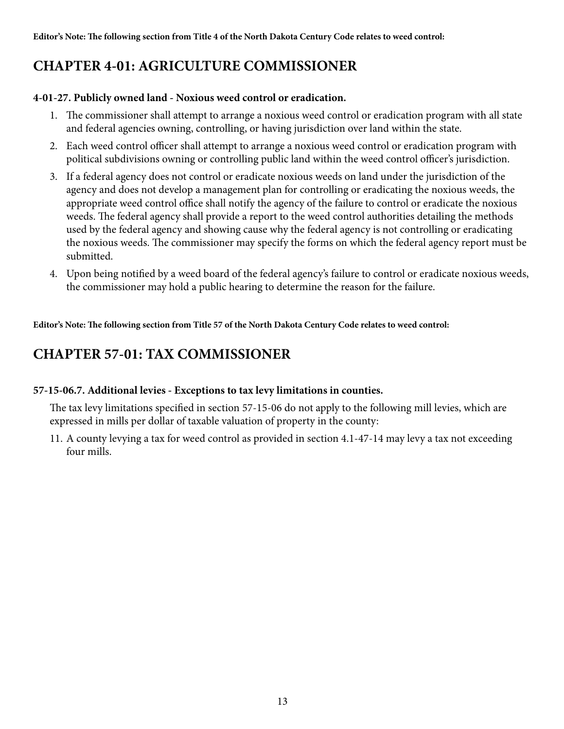**Editor's Note: The following section from Title 4 of the North Dakota Century Code relates to weed control:**

## CHAPTER 4-01: AGRICULTURE COMMISSIONER

**4-01-27. Publicly owned land - Noxious weed control or eradication.**

1. The commissioner shall attempt to arrange a noxious weed control or eradication program with all state and federal agencies owning, controlling, or having jurisdiction over land within the state.
2. Each weed control officer shall attempt to arrange a noxious weed control or eradication program with political subdivisions owning or controlling public land within the weed control officer's jurisdiction.
3. If a federal agency does not control or eradicate noxious weeds on land under the jurisdiction of the agency and does not develop a management plan for controlling or eradicating the noxious weeds, the appropriate weed control office shall notify the agency of the failure to control or eradicate the noxious weeds. The federal agency shall provide a report to the weed control authorities detailing the methods used by the federal agency and showing cause why the federal agency is not controlling or eradicating the noxious weeds. The commissioner may specify the forms on which the federal agency report must be submitted.
4. Upon being notified by a weed board of the federal agency's failure to control or eradicate noxious weeds, the commissioner may hold a public hearing to determine the reason for the failure.

**Editor's Note: The following section from Title 57 of the North Dakota Century Code relates to weed control:**

## CHAPTER 57-01: TAX COMMISSIONER

**57-15-06.7. Additional levies - Exceptions to tax levy limitations in counties.**

The tax levy limitations specified in section 57-15-06 do not apply to the following mill levies, which are expressed in mills per dollar of taxable valuation of property in the county:

11. A county levying a tax for weed control as provided in section 4.1-47-14 may levy a tax not exceeding four mills.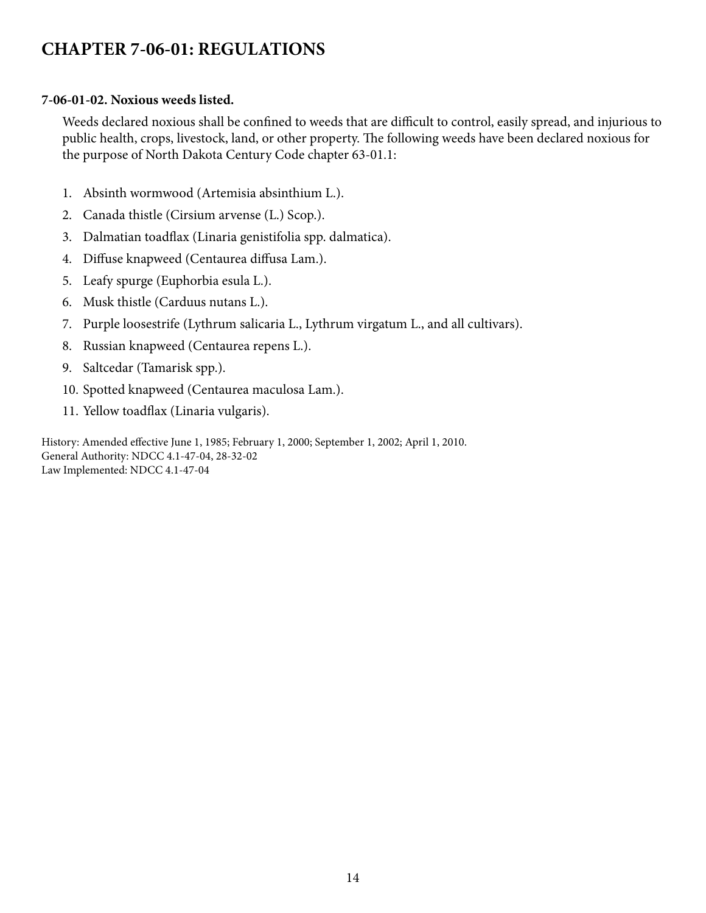# CHAPTER 7-06-01: REGULATIONS

**7-06-01-02. Noxious weeds listed.**

Weeds declared noxious shall be confined to weeds that are difficult to control, easily spread, and injurious to public health, crops, livestock, land, or other property. The following weeds have been declared noxious for the purpose of North Dakota Century Code chapter 63-01.1:

1. Absinth wormwood (Artemisia absinthium L.).
2. Canada thistle (Cirsium arvense (L.) Scop.).
3. Dalmatian toadflax (Linaria genistifolia spp. dalmatica).
4. Diffuse knapweed (Centaurea diffusa Lam.).
5. Leafy spurge (Euphorbia esula L.).
6. Musk thistle (Carduus nutans L.).
7. Purple loosestrife (Lythrum salicaria L., Lythrum virgatum L., and all cultivars).
8. Russian knapweed (Centaurea repens L.).
9. Saltcedar (Tamarisk spp.).
10. Spotted knapweed (Centaurea maculosa Lam.).
11. Yellow toadflax (Linaria vulgaris).

History: Amended effective June 1, 1985; February 1, 2000; September 1, 2002; April 1, 2010.
General Authority: NDCC 4.1-47-04, 28-32-02
Law Implemented: NDCC 4.1-47-04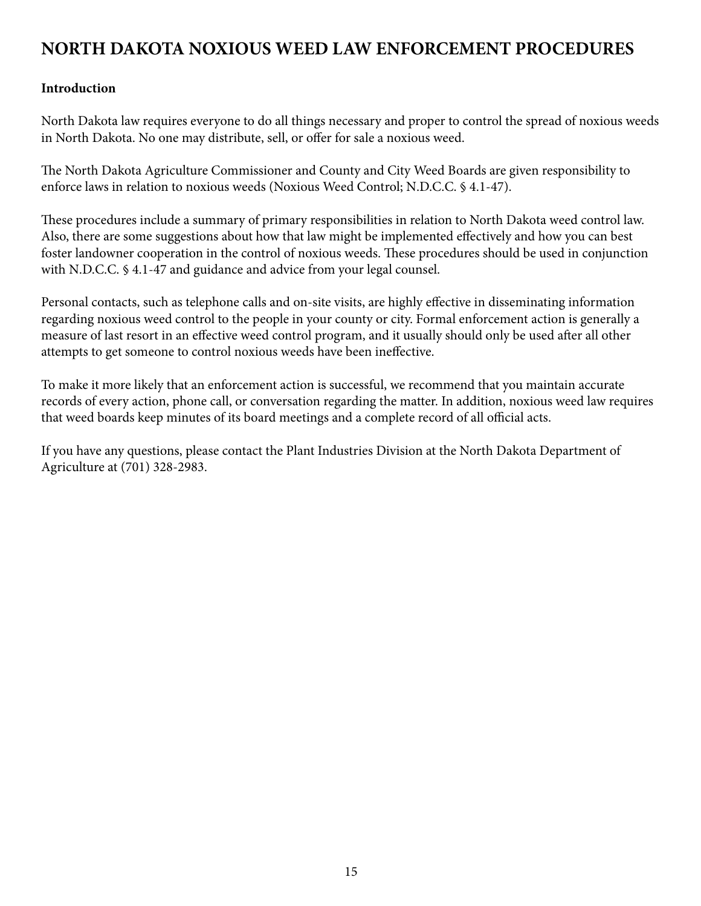# NORTH DAKOTA NOXIOUS WEED LAW ENFORCEMENT PROCEDURES

**Introduction**

North Dakota law requires everyone to do all things necessary and proper to control the spread of noxious weeds in North Dakota. No one may distribute, sell, or offer for sale a noxious weed.

The North Dakota Agriculture Commissioner and County and City Weed Boards are given responsibility to enforce laws in relation to noxious weeds (Noxious Weed Control; N.D.C.C. § 4.1-47).

These procedures include a summary of primary responsibilities in relation to North Dakota weed control law. Also, there are some suggestions about how that law might be implemented effectively and how you can best foster landowner cooperation in the control of noxious weeds. These procedures should be used in conjunction with N.D.C.C. § 4.1-47 and guidance and advice from your legal counsel.

Personal contacts, such as telephone calls and on-site visits, are highly effective in disseminating information regarding noxious weed control to the people in your county or city. Formal enforcement action is generally a measure of last resort in an effective weed control program, and it usually should only be used after all other attempts to get someone to control noxious weeds have been ineffective.

To make it more likely that an enforcement action is successful, we recommend that you maintain accurate records of every action, phone call, or conversation regarding the matter. In addition, noxious weed law requires that weed boards keep minutes of its board meetings and a complete record of all official acts.

If you have any questions, please contact the Plant Industries Division at the North Dakota Department of Agriculture at (701) 328-2983.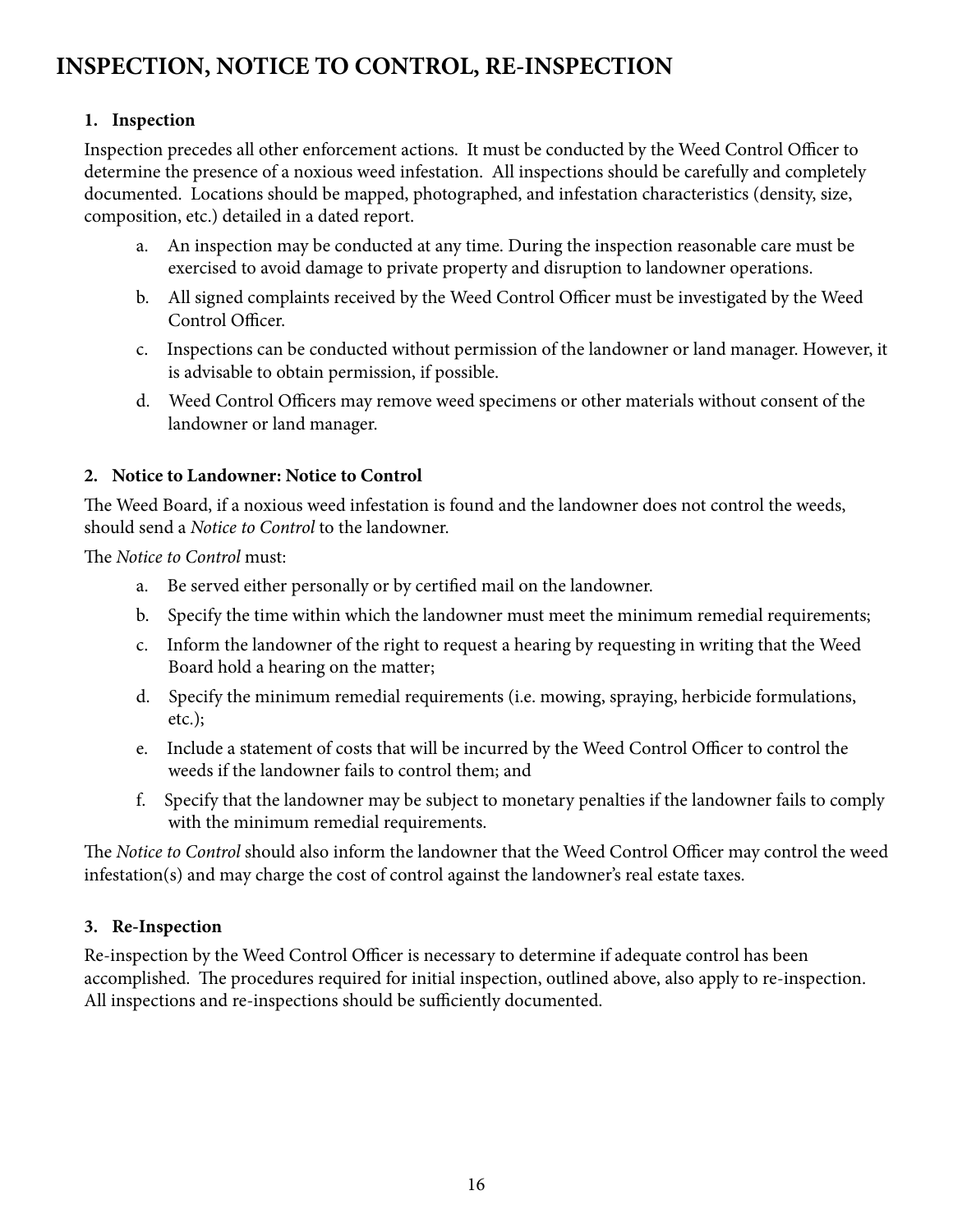# INSPECTION, NOTICE TO CONTROL, RE-INSPECTION

### 1. Inspection

Inspection precedes all other enforcement actions. It must be conducted by the Weed Control Officer to determine the presence of a noxious weed infestation. All inspections should be carefully and completely documented. Locations should be mapped, photographed, and infestation characteristics (density, size, composition, etc.) detailed in a dated report.

a. An inspection may be conducted at any time. During the inspection reasonable care must be exercised to avoid damage to private property and disruption to landowner operations.

b. All signed complaints received by the Weed Control Officer must be investigated by the Weed Control Officer.

c. Inspections can be conducted without permission of the landowner or land manager. However, it is advisable to obtain permission, if possible.

d. Weed Control Officers may remove weed specimens or other materials without consent of the landowner or land manager.

### 2. Notice to Landowner: Notice to Control

The Weed Board, if a noxious weed infestation is found and the landowner does not control the weeds, should send a *Notice to Control* to the landowner.

The *Notice to Control* must:

a. Be served either personally or by certified mail on the landowner.

b. Specify the time within which the landowner must meet the minimum remedial requirements;

c. Inform the landowner of the right to request a hearing by requesting in writing that the Weed Board hold a hearing on the matter;

d. Specify the minimum remedial requirements (i.e. mowing, spraying, herbicide formulations, etc.);

e. Include a statement of costs that will be incurred by the Weed Control Officer to control the weeds if the landowner fails to control them; and

f. Specify that the landowner may be subject to monetary penalties if the landowner fails to comply with the minimum remedial requirements.

The *Notice to Control* should also inform the landowner that the Weed Control Officer may control the weed infestation(s) and may charge the cost of control against the landowner's real estate taxes.

### 3. Re-Inspection

Re-inspection by the Weed Control Officer is necessary to determine if adequate control has been accomplished. The procedures required for initial inspection, outlined above, also apply to re-inspection. All inspections and re-inspections should be sufficiently documented.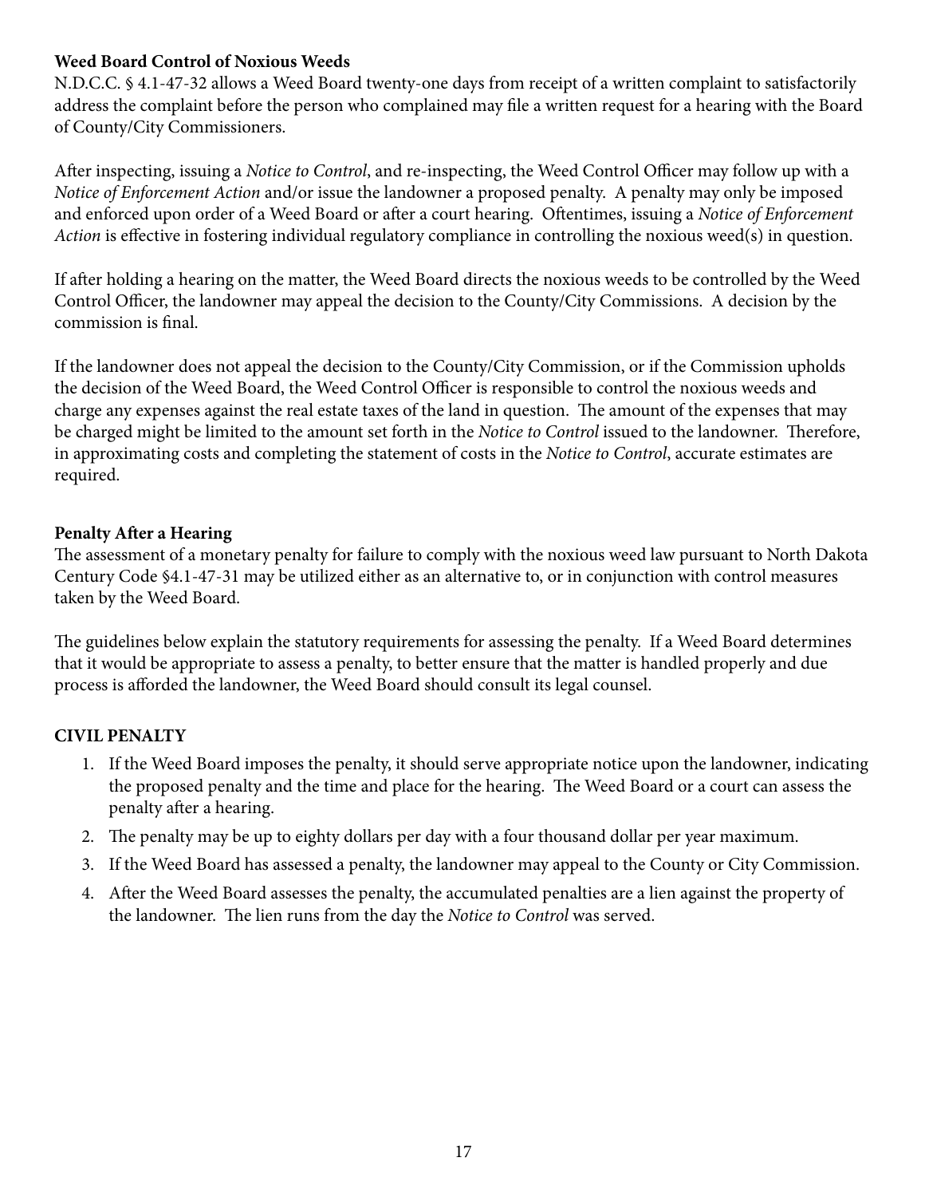**Weed Board Control of Noxious Weeds**

N.D.C.C. § 4.1-47-32 allows a Weed Board twenty-one days from receipt of a written complaint to satisfactorily address the complaint before the person who complained may file a written request for a hearing with the Board of County/City Commissioners.

After inspecting, issuing a *Notice to Control*, and re-inspecting, the Weed Control Officer may follow up with a *Notice of Enforcement Action* and/or issue the landowner a proposed penalty. A penalty may only be imposed and enforced upon order of a Weed Board or after a court hearing. Oftentimes, issuing a *Notice of Enforcement Action* is effective in fostering individual regulatory compliance in controlling the noxious weed(s) in question.

If after holding a hearing on the matter, the Weed Board directs the noxious weeds to be controlled by the Weed Control Officer, the landowner may appeal the decision to the County/City Commissions. A decision by the commission is final.

If the landowner does not appeal the decision to the County/City Commission, or if the Commission upholds the decision of the Weed Board, the Weed Control Officer is responsible to control the noxious weeds and charge any expenses against the real estate taxes of the land in question. The amount of the expenses that may be charged might be limited to the amount set forth in the *Notice to Control* issued to the landowner. Therefore, in approximating costs and completing the statement of costs in the *Notice to Control*, accurate estimates are required.

**Penalty After a Hearing**

The assessment of a monetary penalty for failure to comply with the noxious weed law pursuant to North Dakota Century Code §4.1-47-31 may be utilized either as an alternative to, or in conjunction with control measures taken by the Weed Board.

The guidelines below explain the statutory requirements for assessing the penalty. If a Weed Board determines that it would be appropriate to assess a penalty, to better ensure that the matter is handled properly and due process is afforded the landowner, the Weed Board should consult its legal counsel.

**CIVIL PENALTY**

1. If the Weed Board imposes the penalty, it should serve appropriate notice upon the landowner, indicating the proposed penalty and the time and place for the hearing. The Weed Board or a court can assess the penalty after a hearing.
2. The penalty may be up to eighty dollars per day with a four thousand dollar per year maximum.
3. If the Weed Board has assessed a penalty, the landowner may appeal to the County or City Commission.
4. After the Weed Board assesses the penalty, the accumulated penalties are a lien against the property of the landowner. The lien runs from the day the *Notice to Control* was served.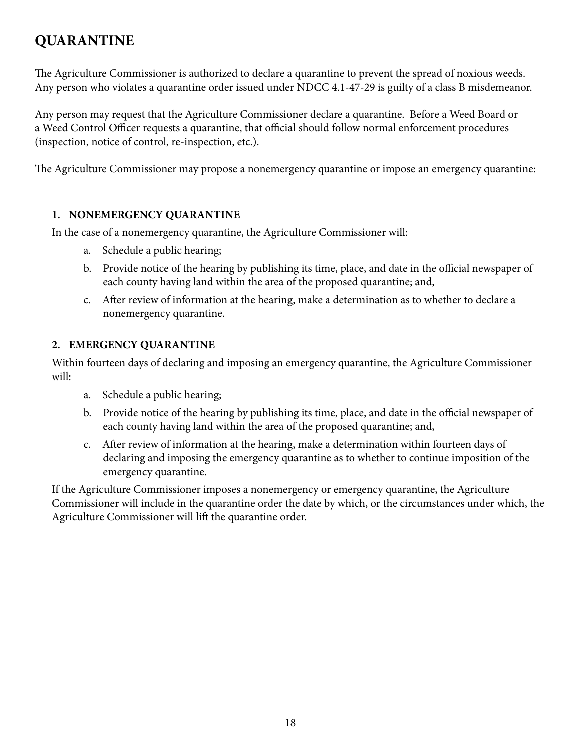## QUARANTINE

The Agriculture Commissioner is authorized to declare a quarantine to prevent the spread of noxious weeds. Any person who violates a quarantine order issued under NDCC 4.1-47-29 is guilty of a class B misdemeanor.

Any person may request that the Agriculture Commissioner declare a quarantine. Before a Weed Board or a Weed Control Officer requests a quarantine, that official should follow normal enforcement procedures (inspection, notice of control, re-inspection, etc.).

The Agriculture Commissioner may propose a nonemergency quarantine or impose an emergency quarantine:

### 1. NONEMERGENCY QUARANTINE

In the case of a nonemergency quarantine, the Agriculture Commissioner will:

a. Schedule a public hearing;

b. Provide notice of the hearing by publishing its time, place, and date in the official newspaper of each county having land within the area of the proposed quarantine; and,

c. After review of information at the hearing, make a determination as to whether to declare a nonemergency quarantine.

### 2. EMERGENCY QUARANTINE

Within fourteen days of declaring and imposing an emergency quarantine, the Agriculture Commissioner will:

a. Schedule a public hearing;

b. Provide notice of the hearing by publishing its time, place, and date in the official newspaper of each county having land within the area of the proposed quarantine; and,

c. After review of information at the hearing, make a determination within fourteen days of declaring and imposing the emergency quarantine as to whether to continue imposition of the emergency quarantine.

If the Agriculture Commissioner imposes a nonemergency or emergency quarantine, the Agriculture Commissioner will include in the quarantine order the date by which, or the circumstances under which, the Agriculture Commissioner will lift the quarantine order.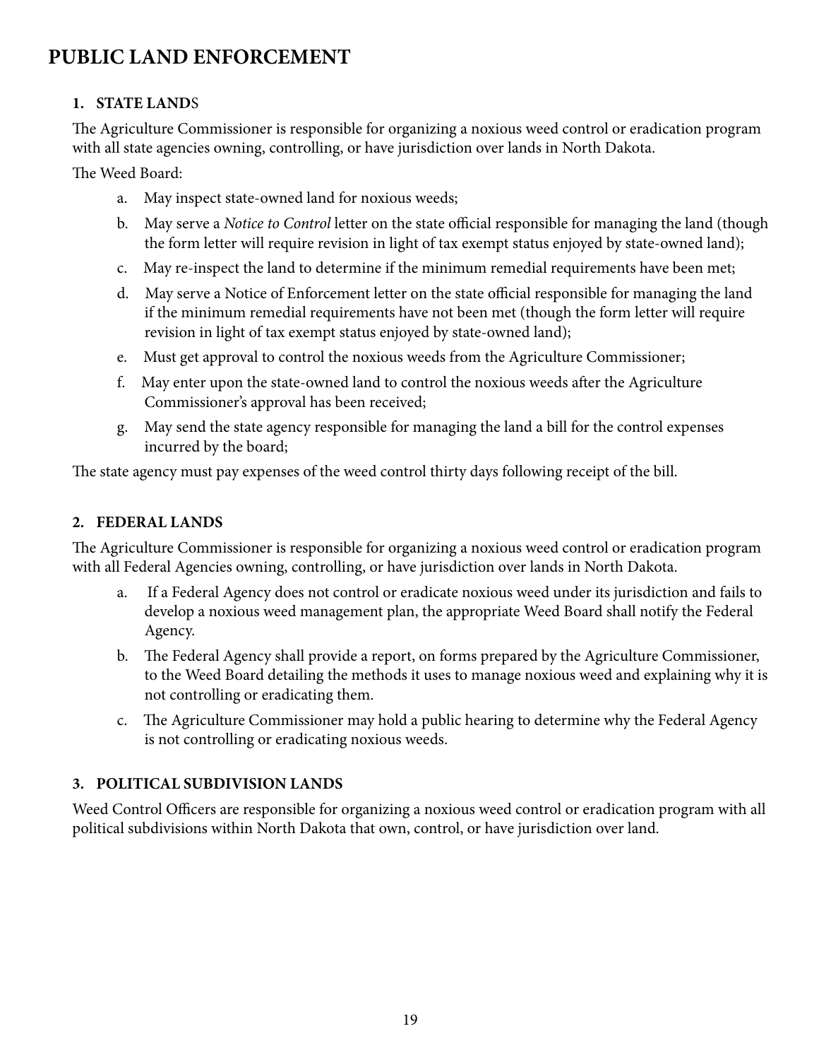# PUBLIC LAND ENFORCEMENT

### 1. STATE LANDS

The Agriculture Commissioner is responsible for organizing a noxious weed control or eradication program with all state agencies owning, controlling, or have jurisdiction over lands in North Dakota.

The Weed Board:

a. May inspect state-owned land for noxious weeds;

b. May serve a *Notice to Control* letter on the state official responsible for managing the land (though the form letter will require revision in light of tax exempt status enjoyed by state-owned land);

c. May re-inspect the land to determine if the minimum remedial requirements have been met;

d. May serve a Notice of Enforcement letter on the state official responsible for managing the land if the minimum remedial requirements have not been met (though the form letter will require revision in light of tax exempt status enjoyed by state-owned land);

e. Must get approval to control the noxious weeds from the Agriculture Commissioner;

f. May enter upon the state-owned land to control the noxious weeds after the Agriculture Commissioner's approval has been received;

g. May send the state agency responsible for managing the land a bill for the control expenses incurred by the board;

The state agency must pay expenses of the weed control thirty days following receipt of the bill.

### 2. FEDERAL LANDS

The Agriculture Commissioner is responsible for organizing a noxious weed control or eradication program with all Federal Agencies owning, controlling, or have jurisdiction over lands in North Dakota.

a. If a Federal Agency does not control or eradicate noxious weed under its jurisdiction and fails to develop a noxious weed management plan, the appropriate Weed Board shall notify the Federal Agency.

b. The Federal Agency shall provide a report, on forms prepared by the Agriculture Commissioner, to the Weed Board detailing the methods it uses to manage noxious weed and explaining why it is not controlling or eradicating them.

c. The Agriculture Commissioner may hold a public hearing to determine why the Federal Agency is not controlling or eradicating noxious weeds.

### 3. POLITICAL SUBDIVISION LANDS

Weed Control Officers are responsible for organizing a noxious weed control or eradication program with all political subdivisions within North Dakota that own, control, or have jurisdiction over land.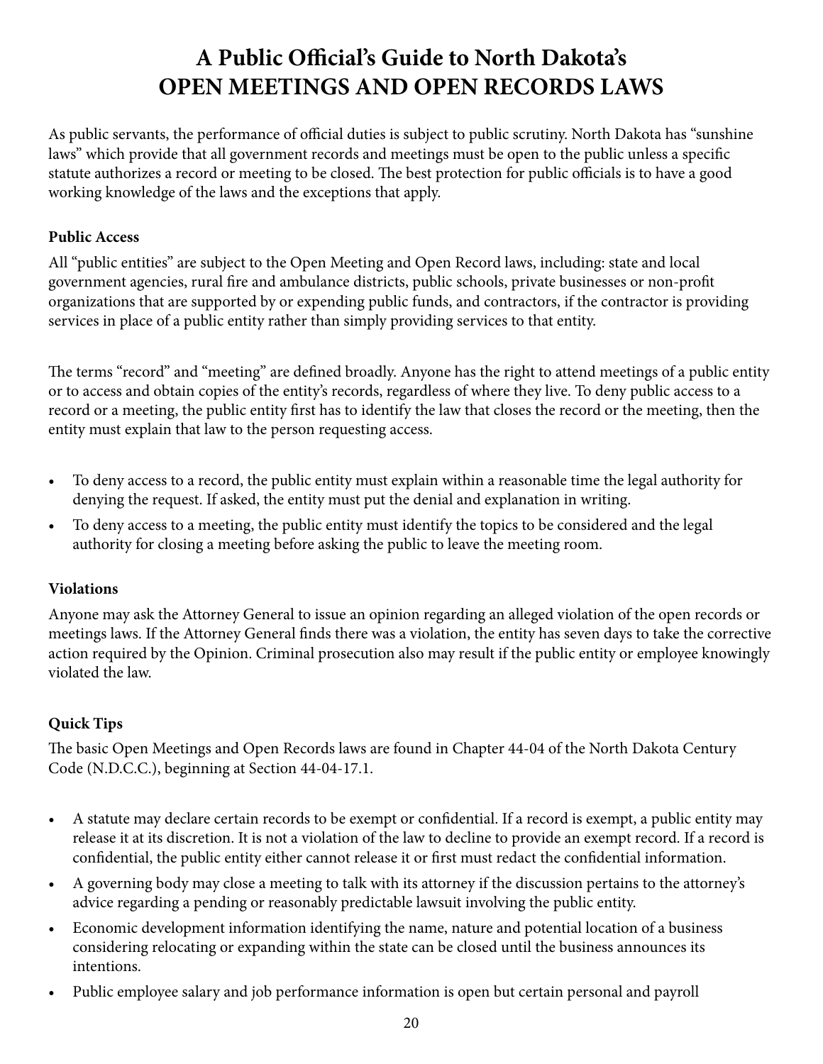# A Public Official's Guide to North Dakota's OPEN MEETINGS AND OPEN RECORDS LAWS

As public servants, the performance of official duties is subject to public scrutiny. North Dakota has "sunshine laws" which provide that all government records and meetings must be open to the public unless a specific statute authorizes a record or meeting to be closed. The best protection for public officials is to have a good working knowledge of the laws and the exceptions that apply.

**Public Access**

All "public entities" are subject to the Open Meeting and Open Record laws, including: state and local government agencies, rural fire and ambulance districts, public schools, private businesses or non-profit organizations that are supported by or expending public funds, and contractors, if the contractor is providing services in place of a public entity rather than simply providing services to that entity.

The terms "record" and "meeting" are defined broadly. Anyone has the right to attend meetings of a public entity or to access and obtain copies of the entity's records, regardless of where they live. To deny public access to a record or a meeting, the public entity first has to identify the law that closes the record or the meeting, then the entity must explain that law to the person requesting access.

- To deny access to a record, the public entity must explain within a reasonable time the legal authority for denying the request. If asked, the entity must put the denial and explanation in writing.
- To deny access to a meeting, the public entity must identify the topics to be considered and the legal authority for closing a meeting before asking the public to leave the meeting room.

**Violations**

Anyone may ask the Attorney General to issue an opinion regarding an alleged violation of the open records or meetings laws. If the Attorney General finds there was a violation, the entity has seven days to take the corrective action required by the Opinion. Criminal prosecution also may result if the public entity or employee knowingly violated the law.

**Quick Tips**

The basic Open Meetings and Open Records laws are found in Chapter 44-04 of the North Dakota Century Code (N.D.C.C.), beginning at Section 44-04-17.1.

- A statute may declare certain records to be exempt or confidential. If a record is exempt, a public entity may release it at its discretion. It is not a violation of the law to decline to provide an exempt record. If a record is confidential, the public entity either cannot release it or first must redact the confidential information.
- A governing body may close a meeting to talk with its attorney if the discussion pertains to the attorney's advice regarding a pending or reasonably predictable lawsuit involving the public entity.
- Economic development information identifying the name, nature and potential location of a business considering relocating or expanding within the state can be closed until the business announces its intentions.
- Public employee salary and job performance information is open but certain personal and payroll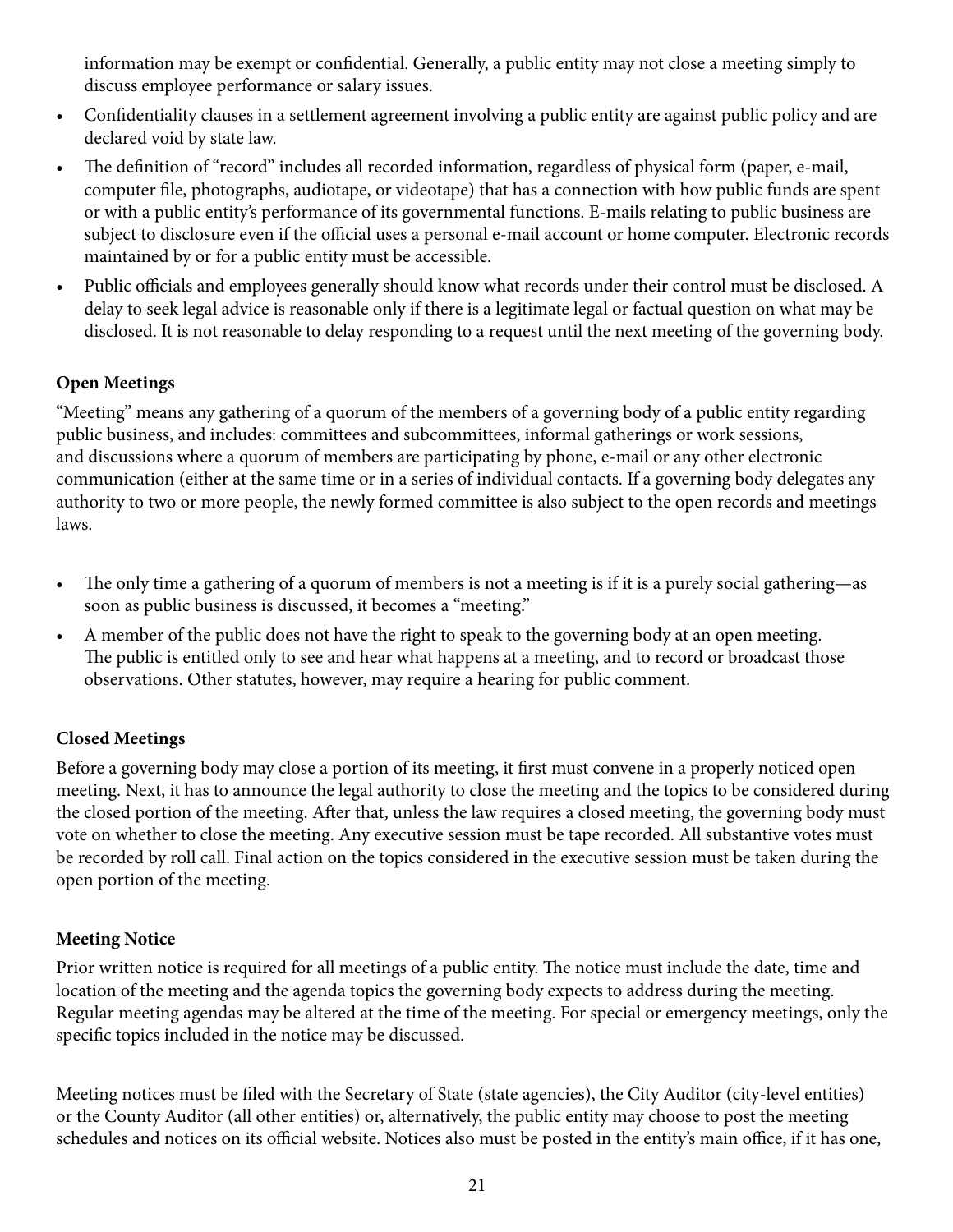information may be exempt or confidential. Generally, a public entity may not close a meeting simply to discuss employee performance or salary issues.

- Confidentiality clauses in a settlement agreement involving a public entity are against public policy and are declared void by state law.
- The definition of "record" includes all recorded information, regardless of physical form (paper, e-mail, computer file, photographs, audiotape, or videotape) that has a connection with how public funds are spent or with a public entity's performance of its governmental functions. E-mails relating to public business are subject to disclosure even if the official uses a personal e-mail account or home computer. Electronic records maintained by or for a public entity must be accessible.
- Public officials and employees generally should know what records under their control must be disclosed. A delay to seek legal advice is reasonable only if there is a legitimate legal or factual question on what may be disclosed. It is not reasonable to delay responding to a request until the next meeting of the governing body.

**Open Meetings**

"Meeting" means any gathering of a quorum of the members of a governing body of a public entity regarding public business, and includes: committees and subcommittees, informal gatherings or work sessions, and discussions where a quorum of members are participating by phone, e-mail or any other electronic communication (either at the same time or in a series of individual contacts. If a governing body delegates any authority to two or more people, the newly formed committee is also subject to the open records and meetings laws.

- The only time a gathering of a quorum of members is not a meeting is if it is a purely social gathering—as soon as public business is discussed, it becomes a "meeting."
- A member of the public does not have the right to speak to the governing body at an open meeting. The public is entitled only to see and hear what happens at a meeting, and to record or broadcast those observations. Other statutes, however, may require a hearing for public comment.

**Closed Meetings**

Before a governing body may close a portion of its meeting, it first must convene in a properly noticed open meeting. Next, it has to announce the legal authority to close the meeting and the topics to be considered during the closed portion of the meeting. After that, unless the law requires a closed meeting, the governing body must vote on whether to close the meeting. Any executive session must be tape recorded. All substantive votes must be recorded by roll call. Final action on the topics considered in the executive session must be taken during the open portion of the meeting.

**Meeting Notice**

Prior written notice is required for all meetings of a public entity. The notice must include the date, time and location of the meeting and the agenda topics the governing body expects to address during the meeting. Regular meeting agendas may be altered at the time of the meeting. For special or emergency meetings, only the specific topics included in the notice may be discussed.

Meeting notices must be filed with the Secretary of State (state agencies), the City Auditor (city-level entities) or the County Auditor (all other entities) or, alternatively, the public entity may choose to post the meeting schedules and notices on its official website. Notices also must be posted in the entity's main office, if it has one,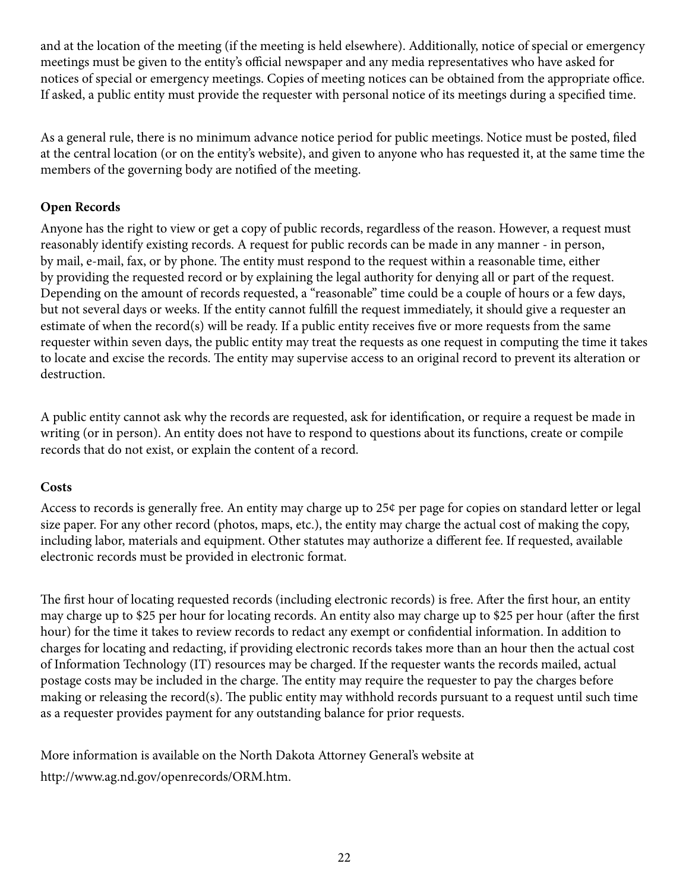and at the location of the meeting (if the meeting is held elsewhere). Additionally, notice of special or emergency meetings must be given to the entity's official newspaper and any media representatives who have asked for notices of special or emergency meetings. Copies of meeting notices can be obtained from the appropriate office. If asked, a public entity must provide the requester with personal notice of its meetings during a specified time.

As a general rule, there is no minimum advance notice period for public meetings. Notice must be posted, filed at the central location (or on the entity's website), and given to anyone who has requested it, at the same time the members of the governing body are notified of the meeting.

**Open Records**

Anyone has the right to view or get a copy of public records, regardless of the reason. However, a request must reasonably identify existing records. A request for public records can be made in any manner - in person, by mail, e-mail, fax, or by phone. The entity must respond to the request within a reasonable time, either by providing the requested record or by explaining the legal authority for denying all or part of the request. Depending on the amount of records requested, a "reasonable" time could be a couple of hours or a few days, but not several days or weeks. If the entity cannot fulfill the request immediately, it should give a requester an estimate of when the record(s) will be ready. If a public entity receives five or more requests from the same requester within seven days, the public entity may treat the requests as one request in computing the time it takes to locate and excise the records. The entity may supervise access to an original record to prevent its alteration or destruction.

A public entity cannot ask why the records are requested, ask for identification, or require a request be made in writing (or in person). An entity does not have to respond to questions about its functions, create or compile records that do not exist, or explain the content of a record.

**Costs**

Access to records is generally free. An entity may charge up to 25¢ per page for copies on standard letter or legal size paper. For any other record (photos, maps, etc.), the entity may charge the actual cost of making the copy, including labor, materials and equipment. Other statutes may authorize a different fee. If requested, available electronic records must be provided in electronic format.

The first hour of locating requested records (including electronic records) is free. After the first hour, an entity may charge up to $25 per hour for locating records. An entity also may charge up to $25 per hour (after the first hour) for the time it takes to review records to redact any exempt or confidential information. In addition to charges for locating and redacting, if providing electronic records takes more than an hour then the actual cost of Information Technology (IT) resources may be charged. If the requester wants the records mailed, actual postage costs may be included in the charge. The entity may require the requester to pay the charges before making or releasing the record(s). The public entity may withhold records pursuant to a request until such time as a requester provides payment for any outstanding balance for prior requests.

More information is available on the North Dakota Attorney General's website at http://www.ag.nd.gov/openrecords/ORM.htm.